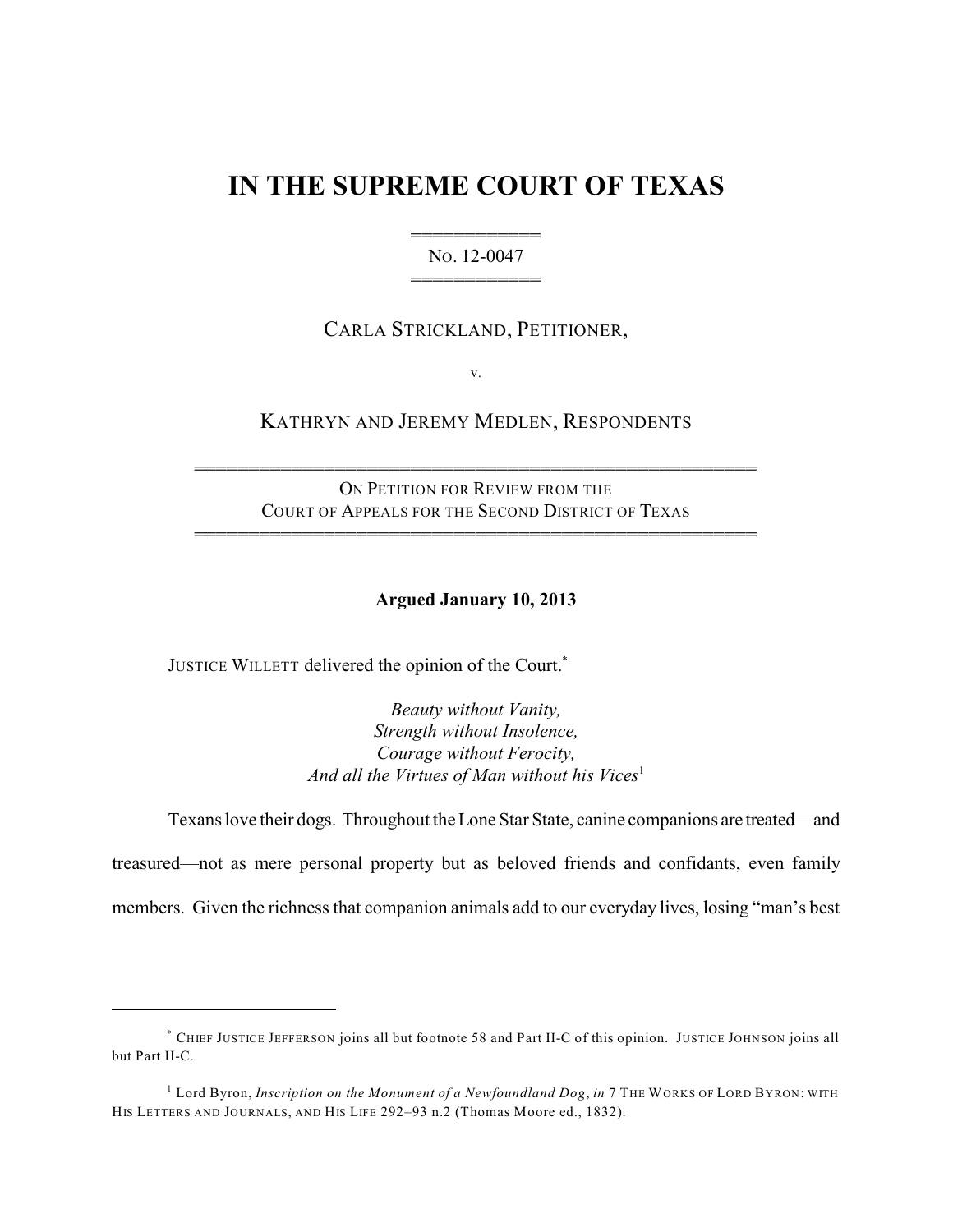# IN THE SUPREME COURT OF TEXAS

════════════
NO. 12-0047
════════════

CARLA STRICKLAND, PETITIONER,

v.

KATHRYN AND JEREMY MEDLEN, RESPONDENTS

══════════════════════════════════════════════
ON PETITION FOR REVIEW FROM THE
COURT OF APPEALS FOR THE SECOND DISTRICT OF TEXAS
══════════════════════════════════════════════

**Argued January 10, 2013**

JUSTICE WILLETT delivered the opinion of the Court.*

*Beauty without Vanity,*
*Strength without Insolence,*
*Courage without Ferocity,*
*And all the Virtues of Man without his Vices*[1]

Texans love their dogs. Throughout the Lone Star State, canine companions are treated—and treasured—not as mere personal property but as beloved friends and confidants, even family members. Given the richness that companion animals add to our everyday lives, losing "man's best

---

\* CHIEF JUSTICE JEFFERSON joins all but footnote 58 and Part II-C of this opinion. JUSTICE JOHNSON joins all but Part II-C.

[1] Lord Byron, *Inscription on the Monument of a Newfoundland Dog*, *in* 7 THE WORKS OF LORD BYRON: WITH HIS LETTERS AND JOURNALS, AND HIS LIFE 292–93 n.2 (Thomas Moore ed., 1832).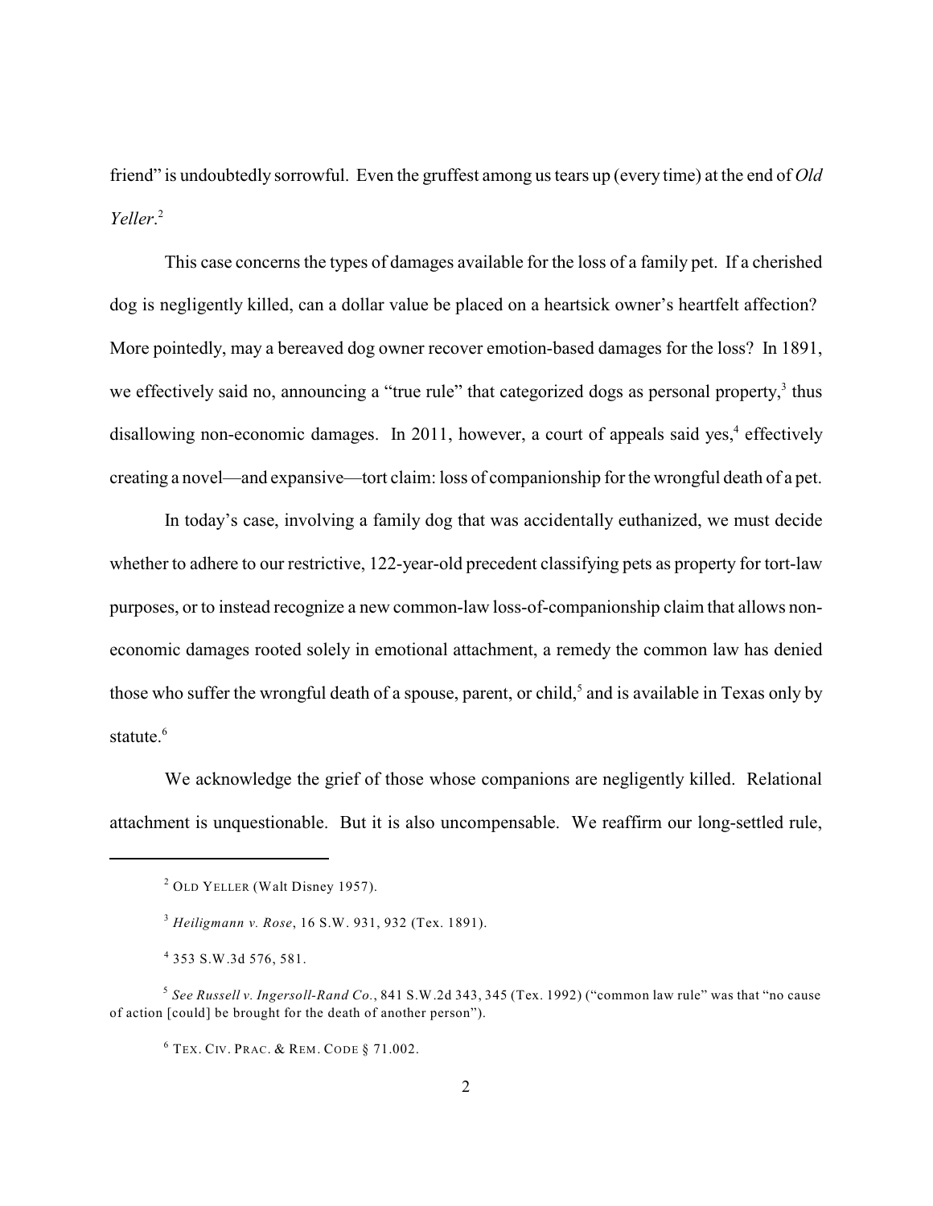friend" is undoubtedly sorrowful. Even the gruffest among us tears up (every time) at the end of *Old Yeller*.[2]

This case concerns the types of damages available for the loss of a family pet. If a cherished dog is negligently killed, can a dollar value be placed on a heartsick owner's heartfelt affection? More pointedly, may a bereaved dog owner recover emotion-based damages for the loss? In 1891, we effectively said no, announcing a "true rule" that categorized dogs as personal property,[3] thus disallowing non-economic damages. In 2011, however, a court of appeals said yes,[4] effectively creating a novel—and expansive—tort claim: loss of companionship for the wrongful death of a pet.

In today's case, involving a family dog that was accidentally euthanized, we must decide whether to adhere to our restrictive, 122-year-old precedent classifying pets as property for tort-law purposes, or to instead recognize a new common-law loss-of-companionship claim that allows non-economic damages rooted solely in emotional attachment, a remedy the common law has denied those who suffer the wrongful death of a spouse, parent, or child,[5] and is available in Texas only by statute.[6]

We acknowledge the grief of those whose companions are negligently killed. Relational attachment is unquestionable. But it is also uncompensable. We reaffirm our long-settled rule,

---

[2] OLD YELLER (Walt Disney 1957).

[3] *Heiligmann v. Rose*, 16 S.W. 931, 932 (Tex. 1891).

[4] 353 S.W.3d 576, 581.

[5] *See Russell v. Ingersoll-Rand Co.*, 841 S.W.2d 343, 345 (Tex. 1992) ("common law rule" was that "no cause of action [could] be brought for the death of another person").

[6] TEX. CIV. PRAC. & REM. CODE § 71.002.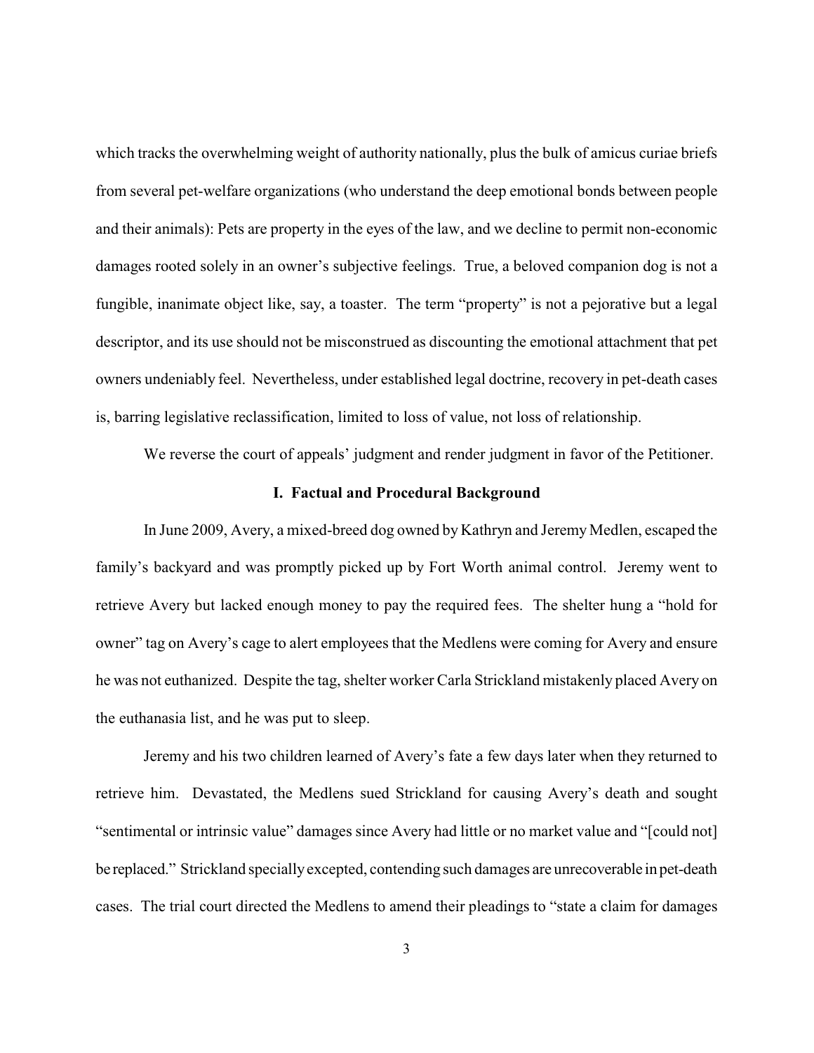which tracks the overwhelming weight of authority nationally, plus the bulk of amicus curiae briefs from several pet-welfare organizations (who understand the deep emotional bonds between people and their animals): Pets are property in the eyes of the law, and we decline to permit non-economic damages rooted solely in an owner's subjective feelings. True, a beloved companion dog is not a fungible, inanimate object like, say, a toaster. The term "property" is not a pejorative but a legal descriptor, and its use should not be misconstrued as discounting the emotional attachment that pet owners undeniably feel. Nevertheless, under established legal doctrine, recovery in pet-death cases is, barring legislative reclassification, limited to loss of value, not loss of relationship.

We reverse the court of appeals' judgment and render judgment in favor of the Petitioner.

## I. Factual and Procedural Background

In June 2009, Avery, a mixed-breed dog owned by Kathryn and Jeremy Medlen, escaped the family's backyard and was promptly picked up by Fort Worth animal control. Jeremy went to retrieve Avery but lacked enough money to pay the required fees. The shelter hung a "hold for owner" tag on Avery's cage to alert employees that the Medlens were coming for Avery and ensure he was not euthanized. Despite the tag, shelter worker Carla Strickland mistakenly placed Avery on the euthanasia list, and he was put to sleep.

Jeremy and his two children learned of Avery's fate a few days later when they returned to retrieve him. Devastated, the Medlens sued Strickland for causing Avery's death and sought "sentimental or intrinsic value" damages since Avery had little or no market value and "[could not] be replaced." Strickland specially excepted, contending such damages are unrecoverable in pet-death cases. The trial court directed the Medlens to amend their pleadings to "state a claim for damages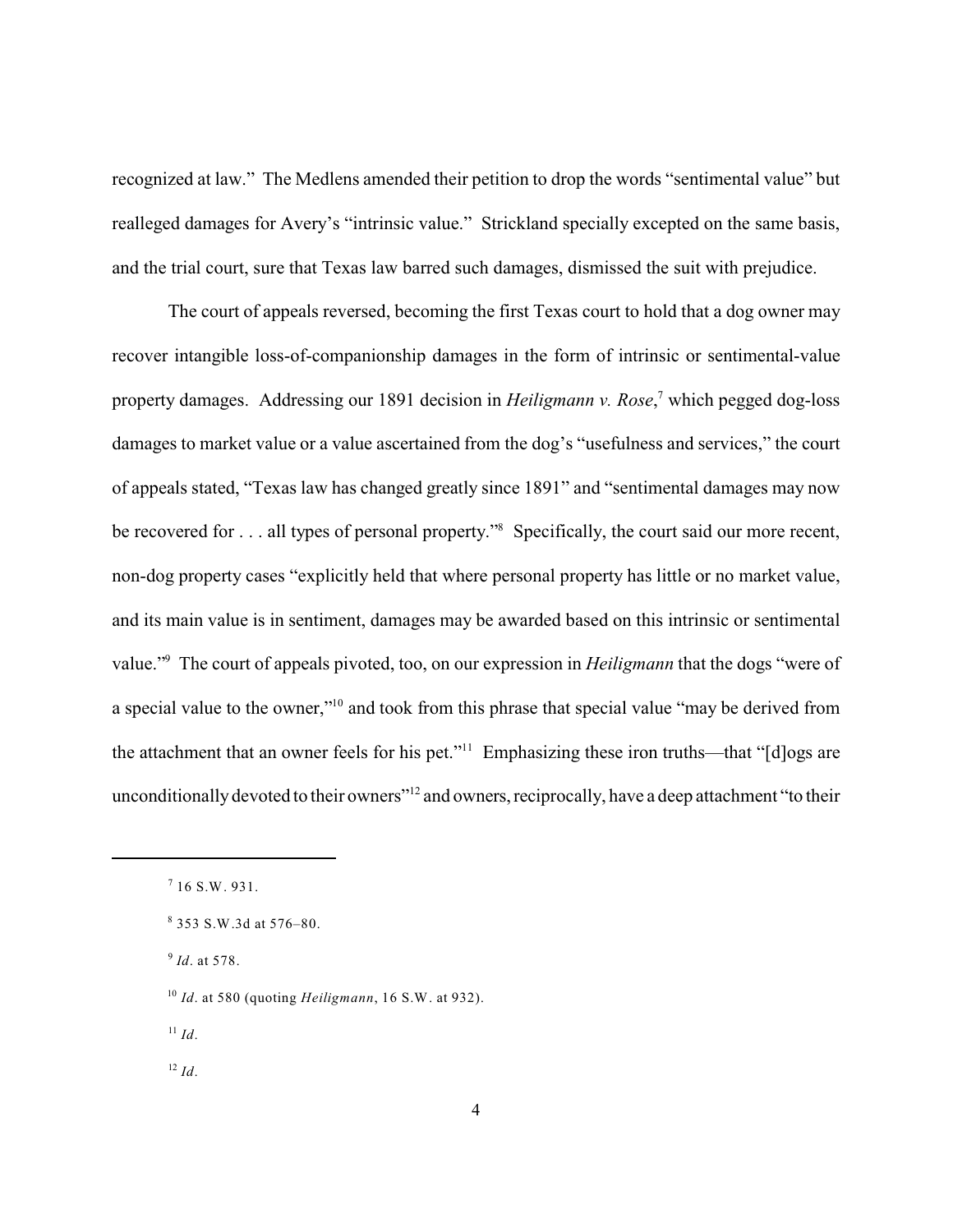recognized at law." The Medlens amended their petition to drop the words "sentimental value" but realleged damages for Avery's "intrinsic value." Strickland specially excepted on the same basis, and the trial court, sure that Texas law barred such damages, dismissed the suit with prejudice.

The court of appeals reversed, becoming the first Texas court to hold that a dog owner may recover intangible loss-of-companionship damages in the form of intrinsic or sentimental-value property damages. Addressing our 1891 decision in *Heiligmann v. Rose*,[7] which pegged dog-loss damages to market value or a value ascertained from the dog's "usefulness and services," the court of appeals stated, "Texas law has changed greatly since 1891" and "sentimental damages may now be recovered for . . . all types of personal property."[8] Specifically, the court said our more recent, non-dog property cases "explicitly held that where personal property has little or no market value, and its main value is in sentiment, damages may be awarded based on this intrinsic or sentimental value."[9] The court of appeals pivoted, too, on our expression in *Heiligmann* that the dogs "were of a special value to the owner,"[10] and took from this phrase that special value "may be derived from the attachment that an owner feels for his pet."[11] Emphasizing these iron truths—that "[d]ogs are unconditionally devoted to their owners"[12] and owners, reciprocally, have a deep attachment "to their

---

[7] 16 S.W. 931.

[8] 353 S.W.3d at 576–80.

[9] *Id*. at 578.

[10] *Id*. at 580 (quoting *Heiligmann*, 16 S.W. at 932).

[11] *Id*.

[12] *Id*.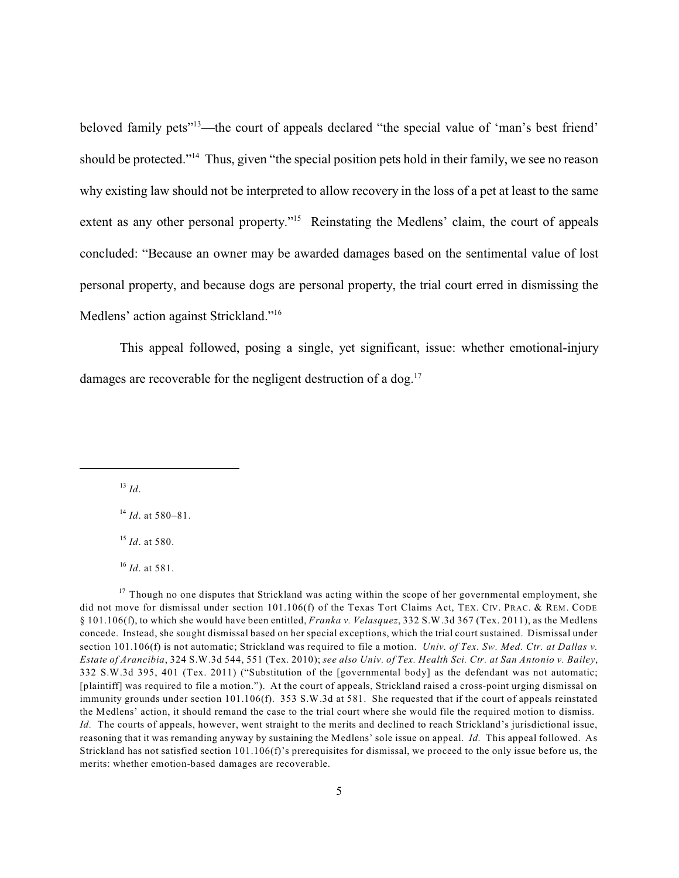beloved family pets"[13]—the court of appeals declared "the special value of 'man's best friend' should be protected."[14] Thus, given "the special position pets hold in their family, we see no reason why existing law should not be interpreted to allow recovery in the loss of a pet at least to the same extent as any other personal property."[15] Reinstating the Medlens' claim, the court of appeals concluded: "Because an owner may be awarded damages based on the sentimental value of lost personal property, and because dogs are personal property, the trial court erred in dismissing the Medlens' action against Strickland."[16]

This appeal followed, posing a single, yet significant, issue: whether emotional-injury damages are recoverable for the negligent destruction of a dog.[17]

---

[13] *Id*.

[14] *Id*. at 580–81.

[15] *Id*. at 580.

[16] *Id*. at 581.

[17] Though no one disputes that Strickland was acting within the scope of her governmental employment, she did not move for dismissal under section 101.106(f) of the Texas Tort Claims Act, TEX. CIV. PRAC. & REM. CODE § 101.106(f), to which she would have been entitled, *Franka v. Velasquez*, 332 S.W.3d 367 (Tex. 2011), as the Medlens concede. Instead, she sought dismissal based on her special exceptions, which the trial court sustained. Dismissal under section 101.106(f) is not automatic; Strickland was required to file a motion. *Univ. of Tex. Sw. Med. Ctr. at Dallas v. Estate of Arancibia*, 324 S.W.3d 544, 551 (Tex. 2010); *see also Univ. of Tex. Health Sci. Ctr. at San Antonio v. Bailey*, 332 S.W.3d 395, 401 (Tex. 2011) ("Substitution of the [governmental body] as the defendant was not automatic; [plaintiff] was required to file a motion."). At the court of appeals, Strickland raised a cross-point urging dismissal on immunity grounds under section 101.106(f). 353 S.W.3d at 581. She requested that if the court of appeals reinstated the Medlens' action, it should remand the case to the trial court where she would file the required motion to dismiss. *Id.* The courts of appeals, however, went straight to the merits and declined to reach Strickland's jurisdictional issue, reasoning that it was remanding anyway by sustaining the Medlens' sole issue on appeal. *Id.* This appeal followed. As Strickland has not satisfied section 101.106(f)'s prerequisites for dismissal, we proceed to the only issue before us, the merits: whether emotion-based damages are recoverable.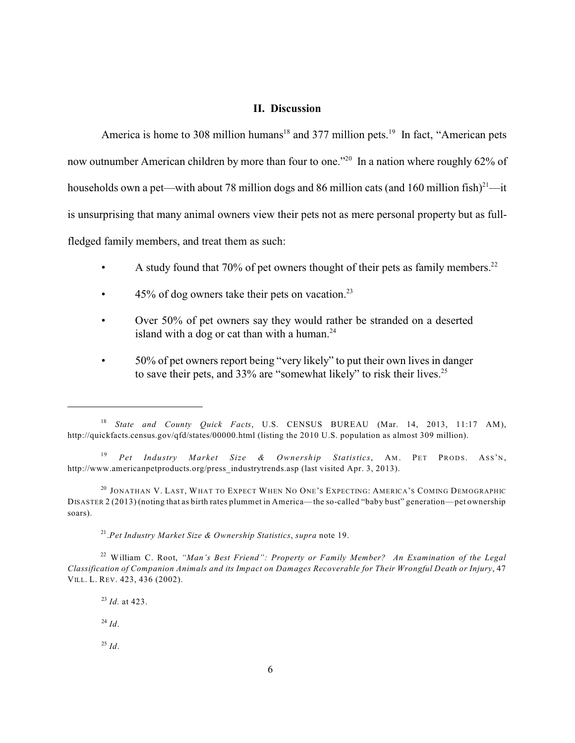## II. Discussion

America is home to 308 million humans[18] and 377 million pets.[19] In fact, "American pets now outnumber American children by more than four to one."[20] In a nation where roughly 62% of households own a pet—with about 78 million dogs and 86 million cats (and 160 million fish)[21]—it is unsurprising that many animal owners view their pets not as mere personal property but as full-fledged family members, and treat them as such:

- A study found that 70% of pet owners thought of their pets as family members.[22]
- 45% of dog owners take their pets on vacation.[23]
- Over 50% of pet owners say they would rather be stranded on a deserted island with a dog or cat than with a human.[24]
- 50% of pet owners report being "very likely" to put their own lives in danger to save their pets, and 33% are "somewhat likely" to risk their lives.[25]

---

[18] *State and County Quick Facts*, U.S. CENSUS BUREAU (Mar. 14, 2013, 11:17 AM), http://quickfacts.census.gov/qfd/states/00000.html (listing the 2010 U.S. population as almost 309 million).

[19] *Pet Industry Market Size & Ownership Statistics*, AM. PET PRODS. ASS'N, http://www.americanpetproducts.org/press_industrytrends.asp (last visited Apr. 3, 2013).

[20] JONATHAN V. LAST, WHAT TO EXPECT WHEN NO ONE'S EXPECTING: AMERICA'S COMING DEMOGRAPHIC DISASTER 2 (2013) (noting that as birth rates plummet in America—the so-called "baby bust" generation—pet ownership soars).

[21] .*Pet Industry Market Size & Ownership Statistics*, *supra* note 19.

[22] William C. Root, *"Man's Best Friend": Property or Family Member? An Examination of the Legal Classification of Companion Animals and its Impact on Damages Recoverable for Their Wrongful Death or Injury*, 47 VILL. L. REV. 423, 436 (2002).

[23] *Id.* at 423.

[24] *Id*.

[25] *Id*.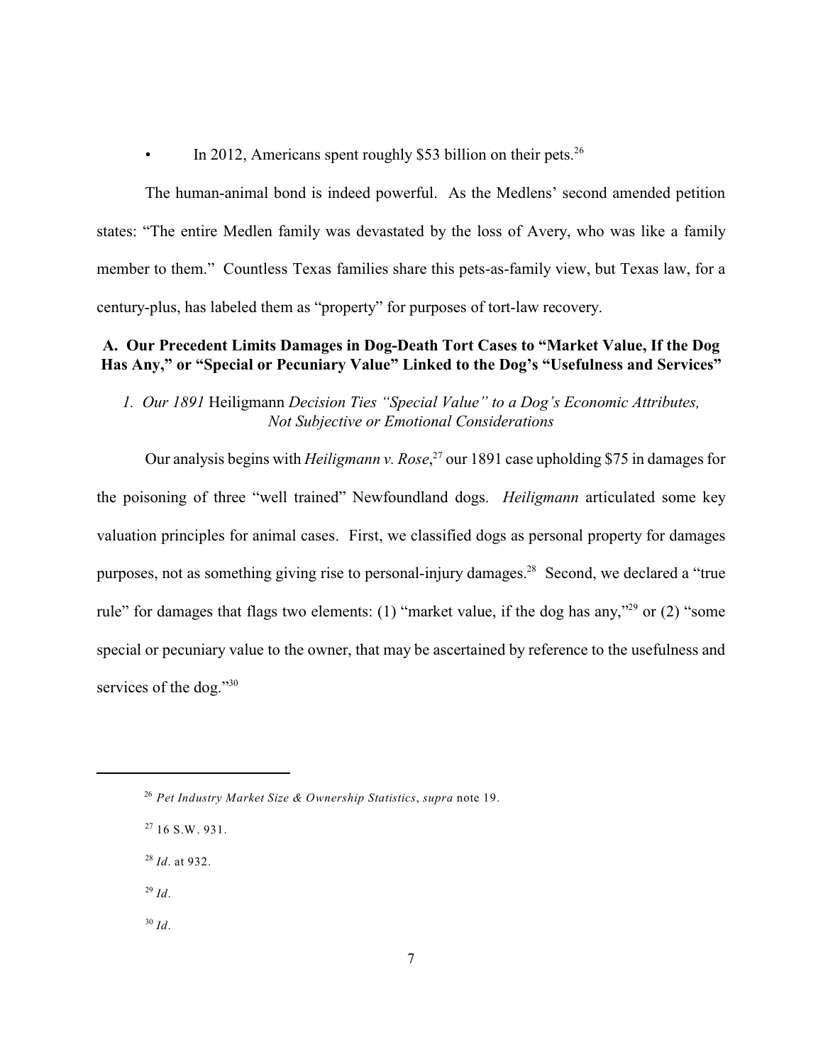- In 2012, Americans spent roughly $53 billion on their pets.[26]

The human-animal bond is indeed powerful. As the Medlens' second amended petition states: "The entire Medlen family was devastated by the loss of Avery, who was like a family member to them." Countless Texas families share this pets-as-family view, but Texas law, for a century-plus, has labeled them as "property" for purposes of tort-law recovery.

## A. Our Precedent Limits Damages in Dog-Death Tort Cases to "Market Value, If the Dog Has Any," or "Special or Pecuniary Value" Linked to the Dog's "Usefulness and Services"

### *1. Our 1891* Heiligmann *Decision Ties "Special Value" to a Dog's Economic Attributes, Not Subjective or Emotional Considerations*

Our analysis begins with *Heiligmann v. Rose*,[27] our 1891 case upholding $75 in damages for the poisoning of three "well trained" Newfoundland dogs. *Heiligmann* articulated some key valuation principles for animal cases. First, we classified dogs as personal property for damages purposes, not as something giving rise to personal-injury damages.[28] Second, we declared a "true rule" for damages that flags two elements: (1) "market value, if the dog has any,"[29] or (2) "some special or pecuniary value to the owner, that may be ascertained by reference to the usefulness and services of the dog."[30]

---

[26] *Pet Industry Market Size & Ownership Statistics*, *supra* note 19.

[27] 16 S.W. 931.

[28] *Id*. at 932.

[29] *Id*.

[30] *Id*.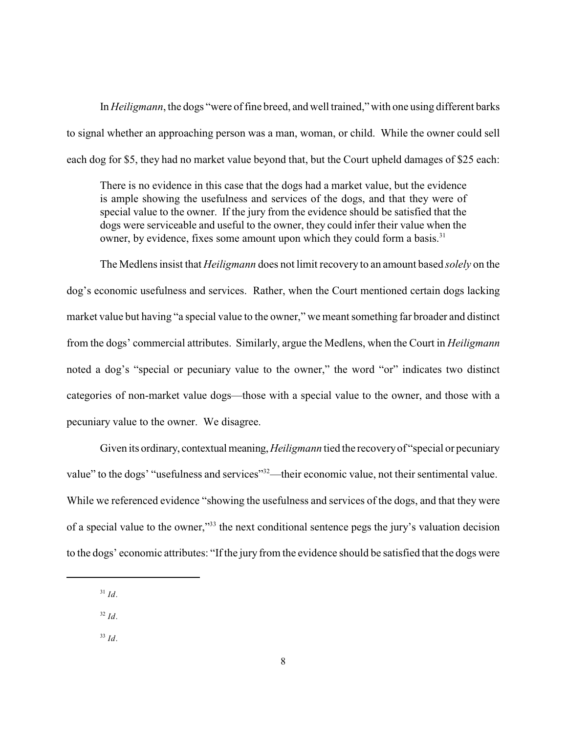In *Heiligmann*, the dogs "were of fine breed, and well trained," with one using different barks to signal whether an approaching person was a man, woman, or child. While the owner could sell each dog for $5, they had no market value beyond that, but the Court upheld damages of $25 each:

> There is no evidence in this case that the dogs had a market value, but the evidence is ample showing the usefulness and services of the dogs, and that they were of special value to the owner. If the jury from the evidence should be satisfied that the dogs were serviceable and useful to the owner, they could infer their value when the owner, by evidence, fixes some amount upon which they could form a basis.[31]

The Medlens insist that *Heiligmann* does not limit recovery to an amount based *solely* on the dog's economic usefulness and services. Rather, when the Court mentioned certain dogs lacking market value but having "a special value to the owner," we meant something far broader and distinct from the dogs' commercial attributes. Similarly, argue the Medlens, when the Court in *Heiligmann* noted a dog's "special or pecuniary value to the owner," the word "or" indicates two distinct categories of non-market value dogs—those with a special value to the owner, and those with a pecuniary value to the owner. We disagree.

Given its ordinary, contextual meaning, *Heiligmann* tied the recovery of "special or pecuniary value" to the dogs' "usefulness and services"[32]—their economic value, not their sentimental value. While we referenced evidence "showing the usefulness and services of the dogs, and that they were of a special value to the owner,"[33] the next conditional sentence pegs the jury's valuation decision to the dogs' economic attributes: "If the jury from the evidence should be satisfied that the dogs were

---

[31] *Id*.

[32] *Id*.

[33] *Id*.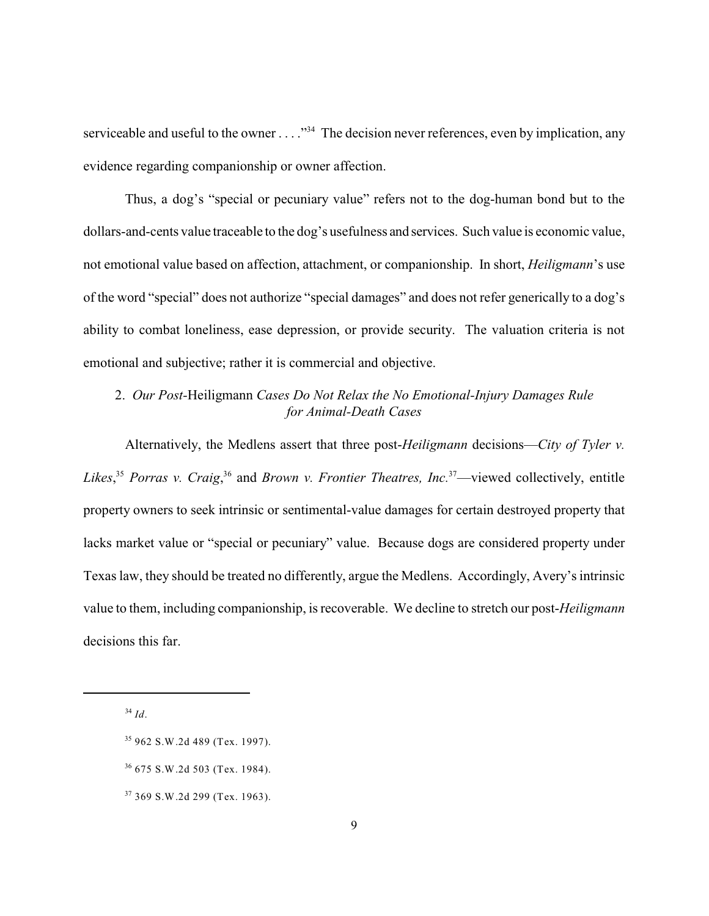serviceable and useful to the owner . . . ."[34] The decision never references, even by implication, any evidence regarding companionship or owner affection.

Thus, a dog's "special or pecuniary value" refers not to the dog-human bond but to the dollars-and-cents value traceable to the dog's usefulness and services. Such value is economic value, not emotional value based on affection, attachment, or companionship. In short, *Heiligmann*'s use of the word "special" does not authorize "special damages" and does not refer generically to a dog's ability to combat loneliness, ease depression, or provide security. The valuation criteria is not emotional and subjective; rather it is commercial and objective.

### 2. *Our Post-*Heiligmann *Cases Do Not Relax the No Emotional-Injury Damages Rule for Animal-Death Cases*

Alternatively, the Medlens assert that three post-*Heiligmann* decisions—*City of Tyler v. Likes*,[35] *Porras v. Craig*,[36] and *Brown v. Frontier Theatres, Inc.*[37]—viewed collectively, entitle property owners to seek intrinsic or sentimental-value damages for certain destroyed property that lacks market value or "special or pecuniary" value. Because dogs are considered property under Texas law, they should be treated no differently, argue the Medlens. Accordingly, Avery's intrinsic value to them, including companionship, is recoverable. We decline to stretch our post-*Heiligmann* decisions this far.

---

[34] *Id*.

[35] 962 S.W.2d 489 (Tex. 1997).

[36] 675 S.W.2d 503 (Tex. 1984).

[37] 369 S.W.2d 299 (Tex. 1963).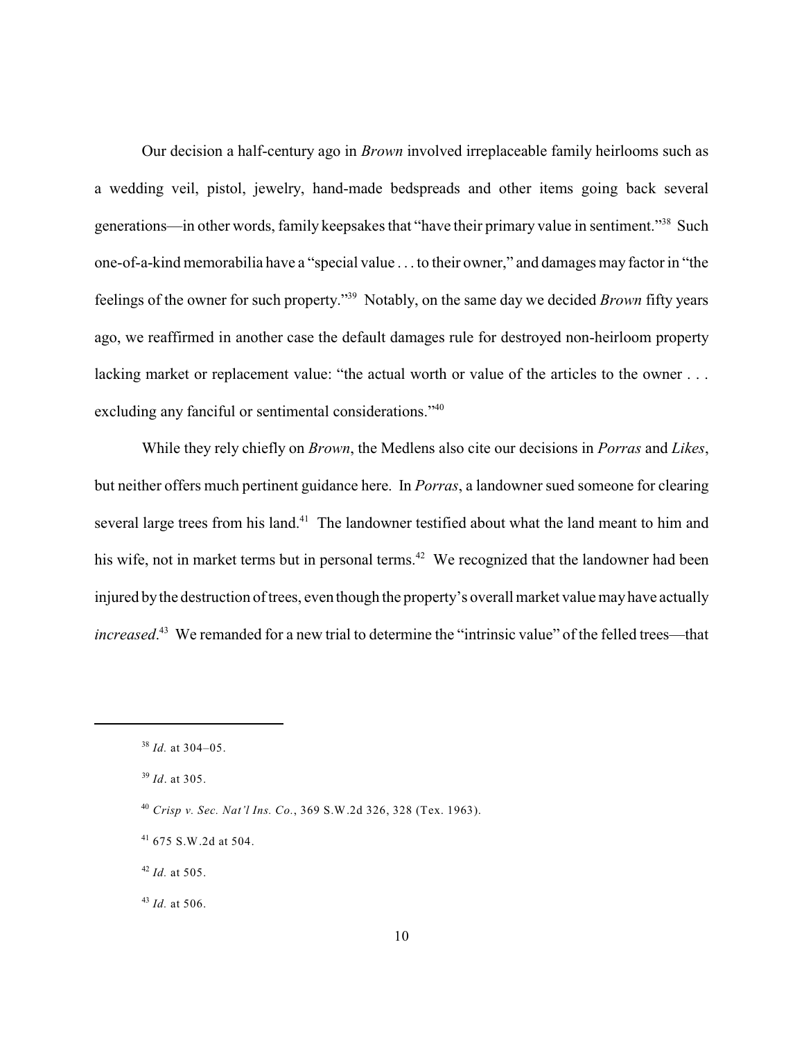Our decision a half-century ago in *Brown* involved irreplaceable family heirlooms such as a wedding veil, pistol, jewelry, hand-made bedspreads and other items going back several generations—in other words, family keepsakes that "have their primary value in sentiment."[38] Such one-of-a-kind memorabilia have a "special value . . . to their owner," and damages may factor in "the feelings of the owner for such property."[39] Notably, on the same day we decided *Brown* fifty years ago, we reaffirmed in another case the default damages rule for destroyed non-heirloom property lacking market or replacement value: "the actual worth or value of the articles to the owner . . . excluding any fanciful or sentimental considerations."[40]

While they rely chiefly on *Brown*, the Medlens also cite our decisions in *Porras* and *Likes*, but neither offers much pertinent guidance here. In *Porras*, a landowner sued someone for clearing several large trees from his land.[41] The landowner testified about what the land meant to him and his wife, not in market terms but in personal terms.[42] We recognized that the landowner had been injured by the destruction of trees, even though the property's overall market value may have actually *increased*.[43] We remanded for a new trial to determine the "intrinsic value" of the felled trees—that

---

[38] *Id.* at 304–05.

[39] *Id*. at 305.

[40] *Crisp v. Sec. Nat'l Ins. Co.*, 369 S.W.2d 326, 328 (Tex. 1963).

[41] 675 S.W.2d at 504.

[42] *Id.* at 505.

[43] *Id.* at 506.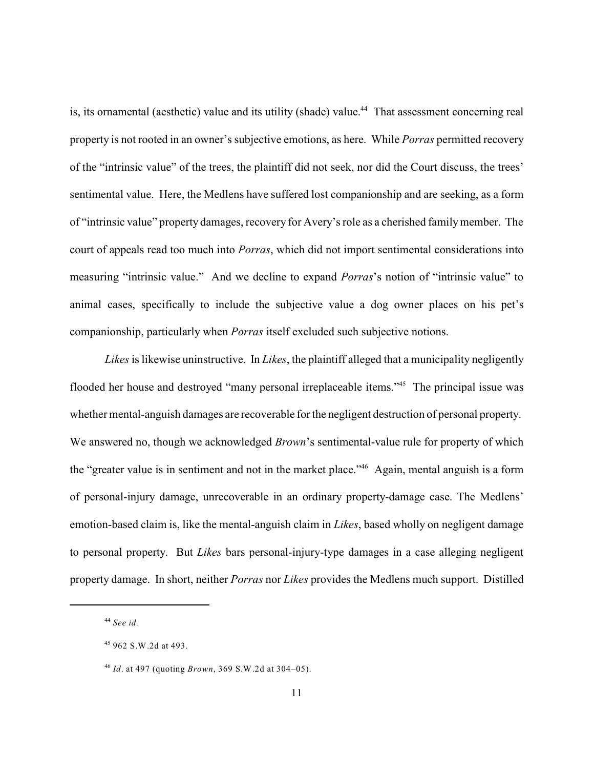is, its ornamental (aesthetic) value and its utility (shade) value.[44] That assessment concerning real property is not rooted in an owner's subjective emotions, as here. While *Porras* permitted recovery of the "intrinsic value" of the trees, the plaintiff did not seek, nor did the Court discuss, the trees' sentimental value. Here, the Medlens have suffered lost companionship and are seeking, as a form of "intrinsic value" property damages, recovery for Avery's role as a cherished family member. The court of appeals read too much into *Porras*, which did not import sentimental considerations into measuring "intrinsic value." And we decline to expand *Porras*'s notion of "intrinsic value" to animal cases, specifically to include the subjective value a dog owner places on his pet's companionship, particularly when *Porras* itself excluded such subjective notions.

*Likes* is likewise uninstructive. In *Likes*, the plaintiff alleged that a municipality negligently flooded her house and destroyed "many personal irreplaceable items."[45] The principal issue was whether mental-anguish damages are recoverable for the negligent destruction of personal property. We answered no, though we acknowledged *Brown*'s sentimental-value rule for property of which the "greater value is in sentiment and not in the market place."[46] Again, mental anguish is a form of personal-injury damage, unrecoverable in an ordinary property-damage case. The Medlens' emotion-based claim is, like the mental-anguish claim in *Likes*, based wholly on negligent damage to personal property. But *Likes* bars personal-injury-type damages in a case alleging negligent property damage. In short, neither *Porras* nor *Likes* provides the Medlens much support. Distilled

---

[44] *See id.*

[45] 962 S.W.2d at 493.

[46] *Id*. at 497 (quoting *Brown*, 369 S.W.2d at 304–05).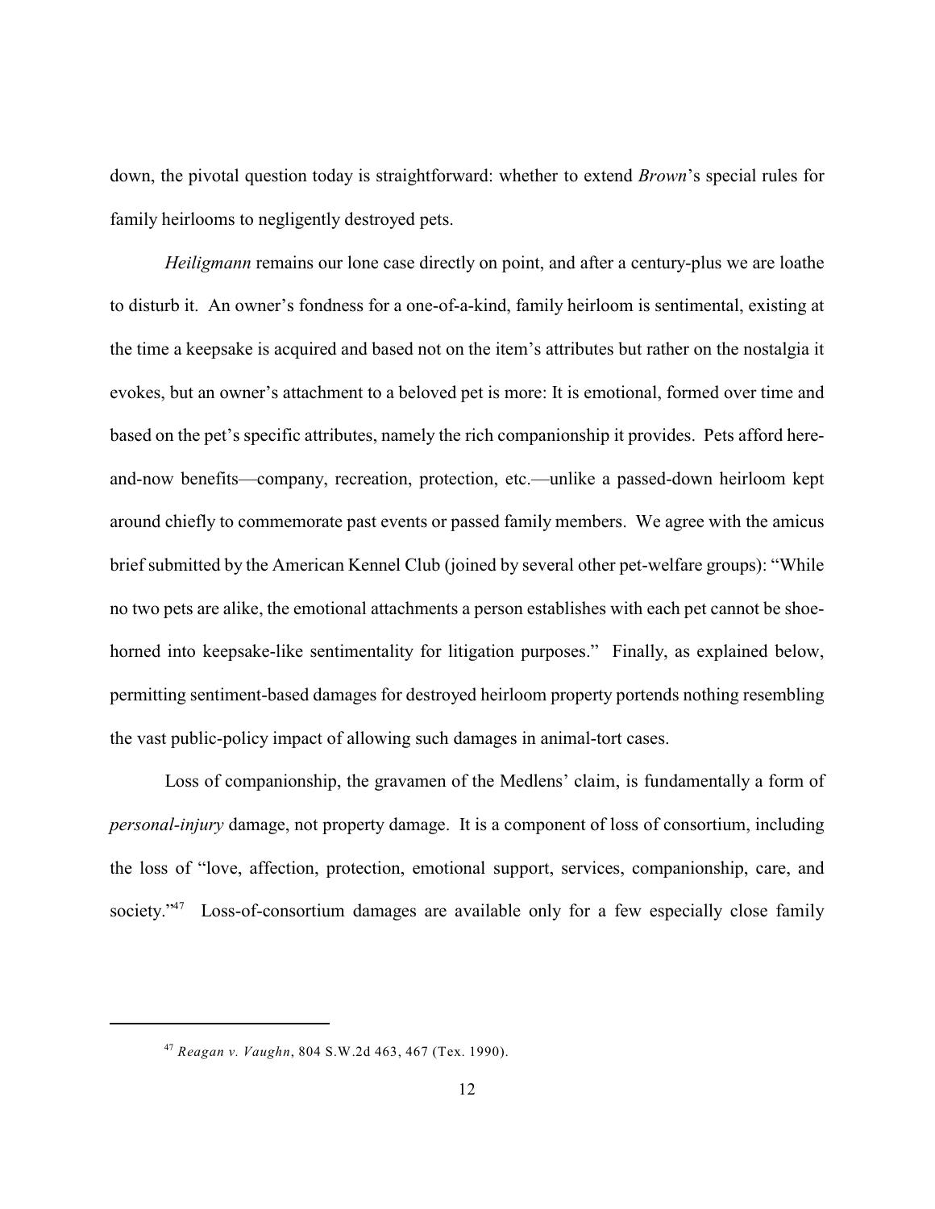down, the pivotal question today is straightforward: whether to extend *Brown*'s special rules for family heirlooms to negligently destroyed pets.

*Heiligmann* remains our lone case directly on point, and after a century-plus we are loathe to disturb it. An owner's fondness for a one-of-a-kind, family heirloom is sentimental, existing at the time a keepsake is acquired and based not on the item's attributes but rather on the nostalgia it evokes, but an owner's attachment to a beloved pet is more: It is emotional, formed over time and based on the pet's specific attributes, namely the rich companionship it provides. Pets afford here-and-now benefits—company, recreation, protection, etc.—unlike a passed-down heirloom kept around chiefly to commemorate past events or passed family members. We agree with the amicus brief submitted by the American Kennel Club (joined by several other pet-welfare groups): "While no two pets are alike, the emotional attachments a person establishes with each pet cannot be shoe-horned into keepsake-like sentimentality for litigation purposes." Finally, as explained below, permitting sentiment-based damages for destroyed heirloom property portends nothing resembling the vast public-policy impact of allowing such damages in animal-tort cases.

Loss of companionship, the gravamen of the Medlens' claim, is fundamentally a form of *personal-injury* damage, not property damage. It is a component of loss of consortium, including the loss of "love, affection, protection, emotional support, services, companionship, care, and society."[47] Loss-of-consortium damages are available only for a few especially close family

---

[47] *Reagan v. Vaughn*, 804 S.W.2d 463, 467 (Tex. 1990).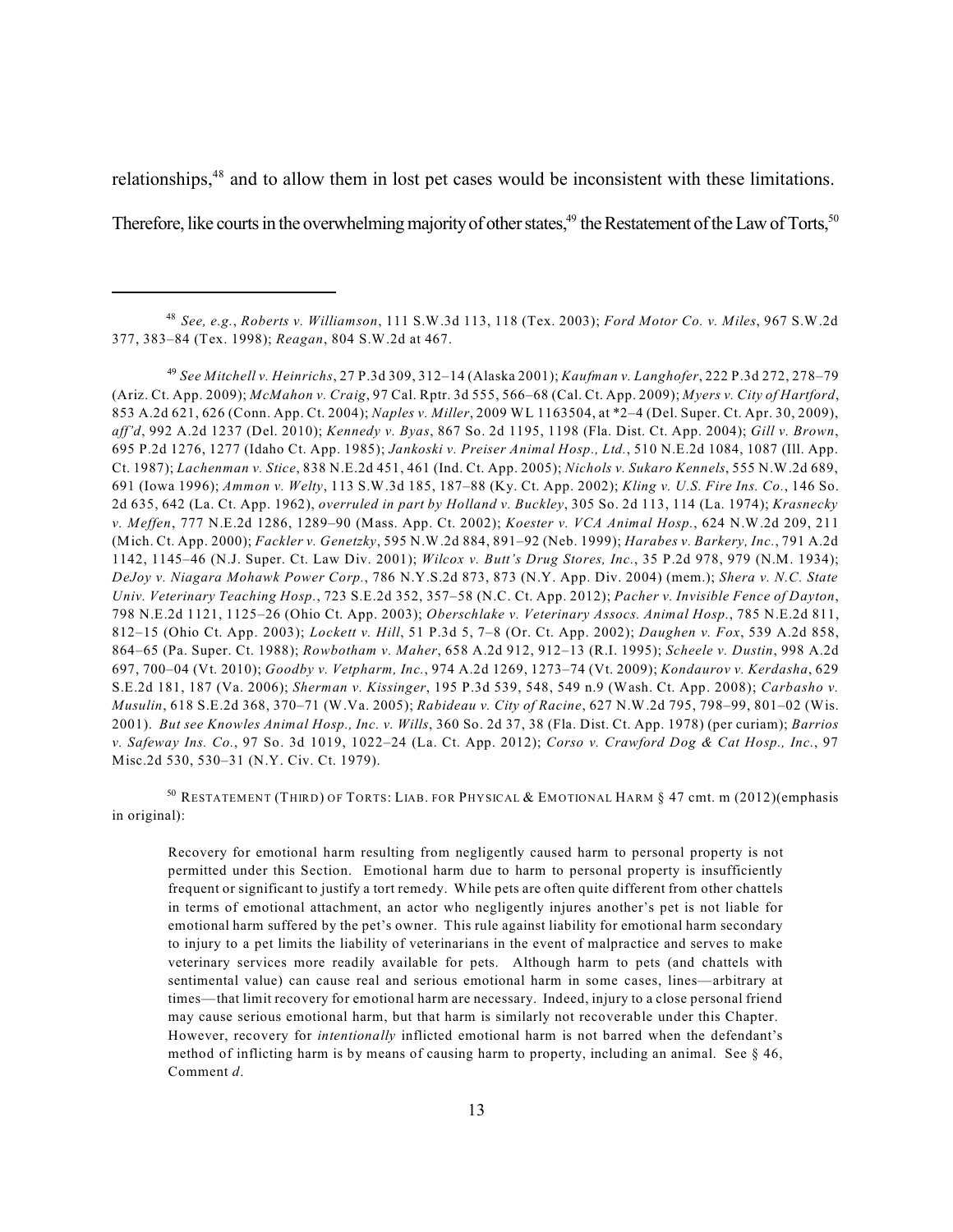relationships,[48] and to allow them in lost pet cases would be inconsistent with these limitations. Therefore, like courts in the overwhelming majority of other states,[49] the Restatement of the Law of Torts,[50]

---

[48] *See, e.g.*, *Roberts v. Williamson*, 111 S.W.3d 113, 118 (Tex. 2003); *Ford Motor Co. v. Miles*, 967 S.W.2d 377, 383–84 (Tex. 1998); *Reagan*, 804 S.W.2d at 467.

[49] *See Mitchell v. Heinrichs*, 27 P.3d 309, 312–14 (Alaska 2001); *Kaufman v. Langhofer*, 222 P.3d 272, 278–79 (Ariz. Ct. App. 2009); *McMahon v. Craig*, 97 Cal. Rptr. 3d 555, 566–68 (Cal. Ct. App. 2009); *Myers v. City of Hartford*, 853 A.2d 621, 626 (Conn. App. Ct. 2004); *Naples v. Miller*, 2009 WL 1163504, at *2–4 (Del. Super. Ct. Apr. 30, 2009), *aff'd*, 992 A.2d 1237 (Del. 2010); *Kennedy v. Byas*, 867 So. 2d 1195, 1198 (Fla. Dist. Ct. App. 2004); *Gill v. Brown*, 695 P.2d 1276, 1277 (Idaho Ct. App. 1985); *Jankoski v. Preiser Animal Hosp., Ltd.*, 510 N.E.2d 1084, 1087 (Ill. App. Ct. 1987); *Lachenman v. Stice*, 838 N.E.2d 451, 461 (Ind. Ct. App. 2005); *Nichols v. Sukaro Kennels*, 555 N.W.2d 689, 691 (Iowa 1996); *Ammon v. Welty*, 113 S.W.3d 185, 187–88 (Ky. Ct. App. 2002); *Kling v. U.S. Fire Ins. Co.*, 146 So. 2d 635, 642 (La. Ct. App. 1962), *overruled in part by Holland v. Buckley*, 305 So. 2d 113, 114 (La. 1974); *Krasnecky v. Meffen*, 777 N.E.2d 1286, 1289–90 (Mass. App. Ct. 2002); *Koester v. VCA Animal Hosp.*, 624 N.W.2d 209, 211 (Mich. Ct. App. 2000); *Fackler v. Genetzky*, 595 N.W.2d 884, 891–92 (Neb. 1999); *Harabes v. Barkery, Inc.*, 791 A.2d 1142, 1145–46 (N.J. Super. Ct. Law Div. 2001); *Wilcox v. Butt's Drug Stores, Inc.*, 35 P.2d 978, 979 (N.M. 1934); *DeJoy v. Niagara Mohawk Power Corp.*, 786 N.Y.S.2d 873, 873 (N.Y. App. Div. 2004) (mem.); *Shera v. N.C. State Univ. Veterinary Teaching Hosp.*, 723 S.E.2d 352, 357–58 (N.C. Ct. App. 2012); *Pacher v. Invisible Fence of Dayton*, 798 N.E.2d 1121, 1125–26 (Ohio Ct. App. 2003); *Oberschlake v. Veterinary Assocs. Animal Hosp.*, 785 N.E.2d 811, 812–15 (Ohio Ct. App. 2003); *Lockett v. Hill*, 51 P.3d 5, 7–8 (Or. Ct. App. 2002); *Daughen v. Fox*, 539 A.2d 858, 864–65 (Pa. Super. Ct. 1988); *Rowbotham v. Maher*, 658 A.2d 912, 912–13 (R.I. 1995); *Scheele v. Dustin*, 998 A.2d 697, 700–04 (Vt. 2010); *Goodby v. Vetpharm, Inc.*, 974 A.2d 1269, 1273–74 (Vt. 2009); *Kondaurov v. Kerdasha*, 629 S.E.2d 181, 187 (Va. 2006); *Sherman v. Kissinger*, 195 P.3d 539, 548, 549 n.9 (Wash. Ct. App. 2008); *Carbasho v. Musulin*, 618 S.E.2d 368, 370–71 (W.Va. 2005); *Rabideau v. City of Racine*, 627 N.W.2d 795, 798–99, 801–02 (Wis. 2001). *But see Knowles Animal Hosp., Inc. v. Wills*, 360 So. 2d 37, 38 (Fla. Dist. Ct. App. 1978) (per curiam); *Barrios v. Safeway Ins. Co.*, 97 So. 3d 1019, 1022–24 (La. Ct. App. 2012); *Corso v. Crawford Dog & Cat Hosp., Inc.*, 97 Misc.2d 530, 530–31 (N.Y. Civ. Ct. 1979).

[50] RESTATEMENT (THIRD) OF TORTS: LIAB. FOR PHYSICAL & EMOTIONAL HARM § 47 cmt. m (2012)(emphasis in original):

> Recovery for emotional harm resulting from negligently caused harm to personal property is not permitted under this Section. Emotional harm due to harm to personal property is insufficiently frequent or significant to justify a tort remedy. While pets are often quite different from other chattels in terms of emotional attachment, an actor who negligently injures another's pet is not liable for emotional harm suffered by the pet's owner. This rule against liability for emotional harm secondary to injury to a pet limits the liability of veterinarians in the event of malpractice and serves to make veterinary services more readily available for pets. Although harm to pets (and chattels with sentimental value) can cause real and serious emotional harm in some cases, lines—arbitrary at times—that limit recovery for emotional harm are necessary. Indeed, injury to a close personal friend may cause serious emotional harm, but that harm is similarly not recoverable under this Chapter. However, recovery for *intentionally* inflicted emotional harm is not barred when the defendant's method of inflicting harm is by means of causing harm to property, including an animal. See § 46, Comment *d*.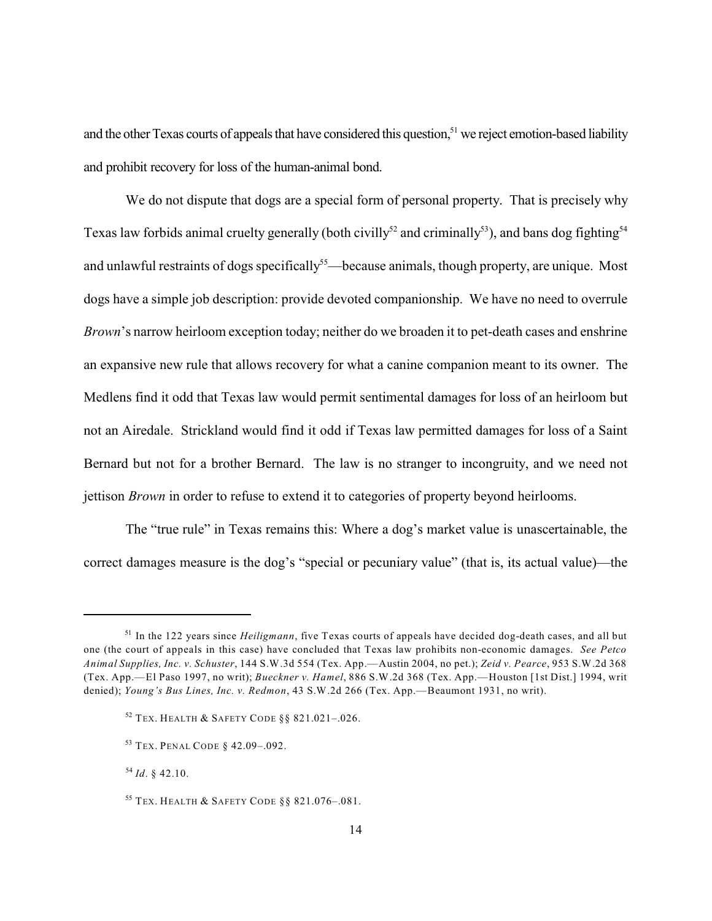and the other Texas courts of appeals that have considered this question,[51] we reject emotion-based liability and prohibit recovery for loss of the human-animal bond.

We do not dispute that dogs are a special form of personal property. That is precisely why Texas law forbids animal cruelty generally (both civilly[52] and criminally[53]), and bans dog fighting[54] and unlawful restraints of dogs specifically[55]—because animals, though property, are unique. Most dogs have a simple job description: provide devoted companionship. We have no need to overrule *Brown*'s narrow heirloom exception today; neither do we broaden it to pet-death cases and enshrine an expansive new rule that allows recovery for what a canine companion meant to its owner. The Medlens find it odd that Texas law would permit sentimental damages for loss of an heirloom but not an Airedale. Strickland would find it odd if Texas law permitted damages for loss of a Saint Bernard but not for a brother Bernard. The law is no stranger to incongruity, and we need not jettison *Brown* in order to refuse to extend it to categories of property beyond heirlooms.

The "true rule" in Texas remains this: Where a dog's market value is unascertainable, the correct damages measure is the dog's "special or pecuniary value" (that is, its actual value)—the

---

[51] In the 122 years since *Heiligmann*, five Texas courts of appeals have decided dog-death cases, and all but one (the court of appeals in this case) have concluded that Texas law prohibits non-economic damages. *See Petco Animal Supplies, Inc. v. Schuster*, 144 S.W.3d 554 (Tex. App.—Austin 2004, no pet.); *Zeid v. Pearce*, 953 S.W.2d 368 (Tex. App.—El Paso 1997, no writ); *Bueckner v. Hamel*, 886 S.W.2d 368 (Tex. App.—Houston [1st Dist.] 1994, writ denied); *Young's Bus Lines, Inc. v. Redmon*, 43 S.W.2d 266 (Tex. App.—Beaumont 1931, no writ).

[52] TEX. HEALTH & SAFETY CODE §§ 821.021–.026.

[53] TEX. PENAL CODE § 42.09–.092.

[54] *Id*. § 42.10.

[55] TEX. HEALTH & SAFETY CODE §§ 821.076–.081.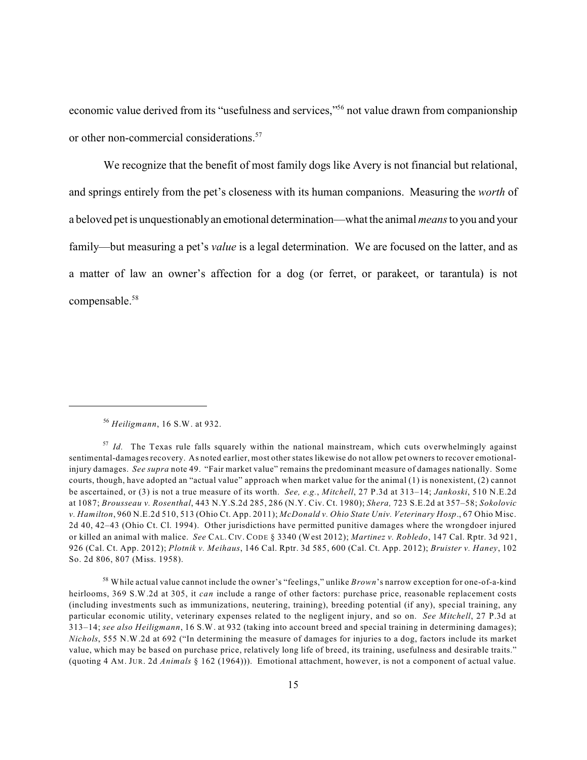economic value derived from its "usefulness and services,"[56] not value drawn from companionship or other non-commercial considerations.[57]

We recognize that the benefit of most family dogs like Avery is not financial but relational, and springs entirely from the pet's closeness with its human companions. Measuring the *worth* of a beloved pet is unquestionably an emotional determination—what the animal *means* to you and your family—but measuring a pet's *value* is a legal determination. We are focused on the latter, and as a matter of law an owner's affection for a dog (or ferret, or parakeet, or tarantula) is not compensable.[58]

---

[56] *Heiligmann*, 16 S.W. at 932.

[57] *Id.* The Texas rule falls squarely within the national mainstream, which cuts overwhelmingly against sentimental-damages recovery. As noted earlier, most other states likewise do not allow pet owners to recover emotional-injury damages. *See supra* note 49. "Fair market value" remains the predominant measure of damages nationally. Some courts, though, have adopted an "actual value" approach when market value for the animal (1) is nonexistent, (2) cannot be ascertained, or (3) is not a true measure of its worth. *See, e.g.*, *Mitchell*, 27 P.3d at 313–14; *Jankoski*, 510 N.E.2d at 1087; *Brousseau v. Rosenthal*, 443 N.Y.S.2d 285, 286 (N.Y. Civ. Ct. 1980); *Shera,* 723 S.E.2d at 357–58; *Sokolovic v. Hamilton*, 960 N.E.2d 510, 513 (Ohio Ct. App. 2011); *McDonald v. Ohio State Univ. Veterinary Hosp*., 67 Ohio Misc. 2d 40, 42–43 (Ohio Ct. Cl. 1994). Other jurisdictions have permitted punitive damages where the wrongdoer injured or killed an animal with malice. *See* CAL. CIV. CODE § 3340 (West 2012); *Martinez v. Robledo*, 147 Cal. Rptr. 3d 921, 926 (Cal. Ct. App. 2012); *Plotnik v. Meihaus*, 146 Cal. Rptr. 3d 585, 600 (Cal. Ct. App. 2012); *Bruister v. Haney*, 102 So. 2d 806, 807 (Miss. 1958).

[58] While actual value cannot include the owner's "feelings," unlike *Brown*'s narrow exception for one-of-a-kind heirlooms, 369 S.W.2d at 305, it *can* include a range of other factors: purchase price, reasonable replacement costs (including investments such as immunizations, neutering, training), breeding potential (if any), special training, any particular economic utility, veterinary expenses related to the negligent injury, and so on. *See Mitchell*, 27 P.3d at 313–14; *see also Heiligmann*, 16 S.W. at 932 (taking into account breed and special training in determining damages); *Nichols*, 555 N.W.2d at 692 ("In determining the measure of damages for injuries to a dog, factors include its market value, which may be based on purchase price, relatively long life of breed, its training, usefulness and desirable traits." (quoting 4 AM. JUR. 2d *Animals* § 162 (1964))). Emotional attachment, however, is not a component of actual value.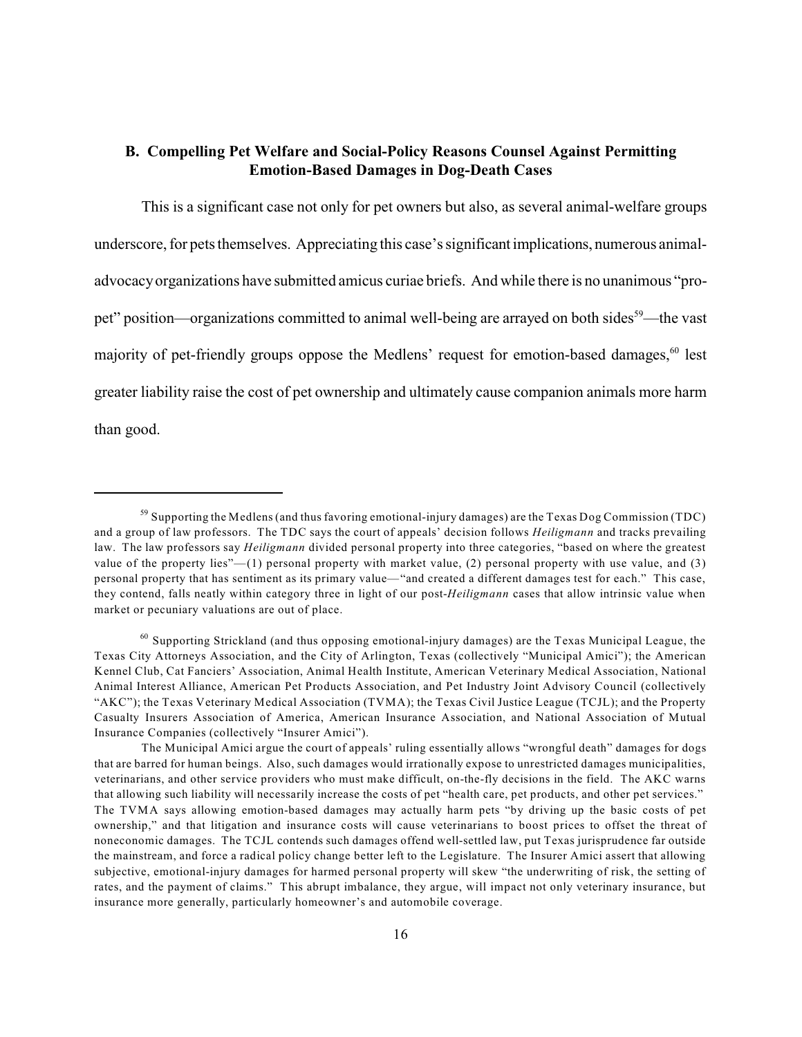### B. Compelling Pet Welfare and Social-Policy Reasons Counsel Against Permitting Emotion-Based Damages in Dog-Death Cases

This is a significant case not only for pet owners but also, as several animal-welfare groups underscore, for pets themselves. Appreciating this case's significant implications, numerous animal-advocacy organizations have submitted amicus curiae briefs. And while there is no unanimous "pro-pet" position—organizations committed to animal well-being are arrayed on both sides[59]—the vast majority of pet-friendly groups oppose the Medlens' request for emotion-based damages,[60] lest greater liability raise the cost of pet ownership and ultimately cause companion animals more harm than good.

---

[59] Supporting the Medlens (and thus favoring emotional-injury damages) are the Texas Dog Commission (TDC) and a group of law professors. The TDC says the court of appeals' decision follows *Heiligmann* and tracks prevailing law. The law professors say *Heiligmann* divided personal property into three categories, "based on where the greatest value of the property lies"—(1) personal property with market value, (2) personal property with use value, and (3) personal property that has sentiment as its primary value—"and created a different damages test for each." This case, they contend, falls neatly within category three in light of our post-*Heiligmann* cases that allow intrinsic value when market or pecuniary valuations are out of place.

[60] Supporting Strickland (and thus opposing emotional-injury damages) are the Texas Municipal League, the Texas City Attorneys Association, and the City of Arlington, Texas (collectively "Municipal Amici"); the American Kennel Club, Cat Fanciers' Association, Animal Health Institute, American Veterinary Medical Association, National Animal Interest Alliance, American Pet Products Association, and Pet Industry Joint Advisory Council (collectively "AKC"); the Texas Veterinary Medical Association (TVMA); the Texas Civil Justice League (TCJL); and the Property Casualty Insurers Association of America, American Insurance Association, and National Association of Mutual Insurance Companies (collectively "Insurer Amici").

The Municipal Amici argue the court of appeals' ruling essentially allows "wrongful death" damages for dogs that are barred for human beings. Also, such damages would irrationally expose to unrestricted damages municipalities, veterinarians, and other service providers who must make difficult, on-the-fly decisions in the field. The AKC warns that allowing such liability will necessarily increase the costs of pet "health care, pet products, and other pet services." The TVMA says allowing emotion-based damages may actually harm pets "by driving up the basic costs of pet ownership," and that litigation and insurance costs will cause veterinarians to boost prices to offset the threat of noneconomic damages. The TCJL contends such damages offend well-settled law, put Texas jurisprudence far outside the mainstream, and force a radical policy change better left to the Legislature. The Insurer Amici assert that allowing subjective, emotional-injury damages for harmed personal property will skew "the underwriting of risk, the setting of rates, and the payment of claims." This abrupt imbalance, they argue, will impact not only veterinary insurance, but insurance more generally, particularly homeowner's and automobile coverage.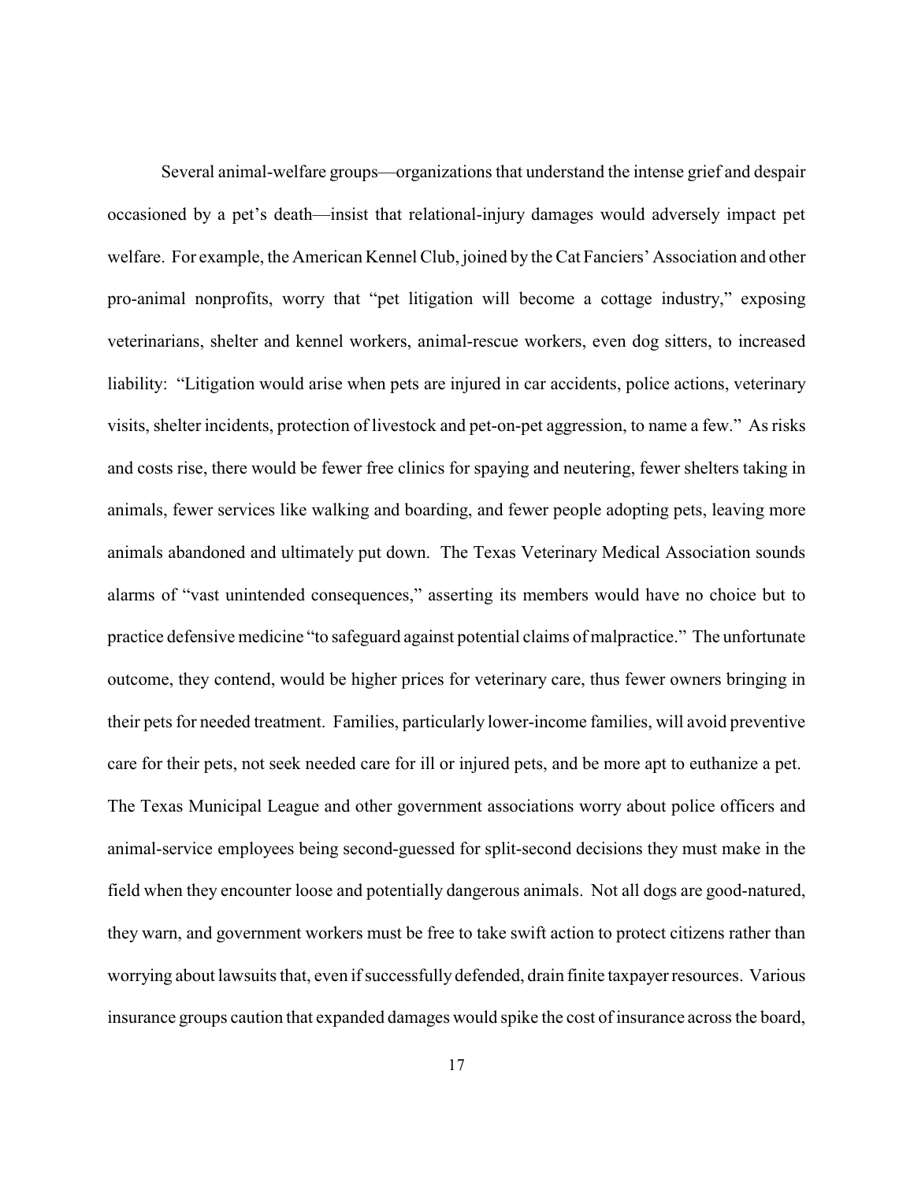Several animal-welfare groups—organizations that understand the intense grief and despair occasioned by a pet's death—insist that relational-injury damages would adversely impact pet welfare. For example, the American Kennel Club, joined by the Cat Fanciers' Association and other pro-animal nonprofits, worry that "pet litigation will become a cottage industry," exposing veterinarians, shelter and kennel workers, animal-rescue workers, even dog sitters, to increased liability: "Litigation would arise when pets are injured in car accidents, police actions, veterinary visits, shelter incidents, protection of livestock and pet-on-pet aggression, to name a few." As risks and costs rise, there would be fewer free clinics for spaying and neutering, fewer shelters taking in animals, fewer services like walking and boarding, and fewer people adopting pets, leaving more animals abandoned and ultimately put down. The Texas Veterinary Medical Association sounds alarms of "vast unintended consequences," asserting its members would have no choice but to practice defensive medicine "to safeguard against potential claims of malpractice." The unfortunate outcome, they contend, would be higher prices for veterinary care, thus fewer owners bringing in their pets for needed treatment. Families, particularly lower-income families, will avoid preventive care for their pets, not seek needed care for ill or injured pets, and be more apt to euthanize a pet. The Texas Municipal League and other government associations worry about police officers and animal-service employees being second-guessed for split-second decisions they must make in the field when they encounter loose and potentially dangerous animals. Not all dogs are good-natured, they warn, and government workers must be free to take swift action to protect citizens rather than worrying about lawsuits that, even if successfully defended, drain finite taxpayer resources. Various insurance groups caution that expanded damages would spike the cost of insurance across the board,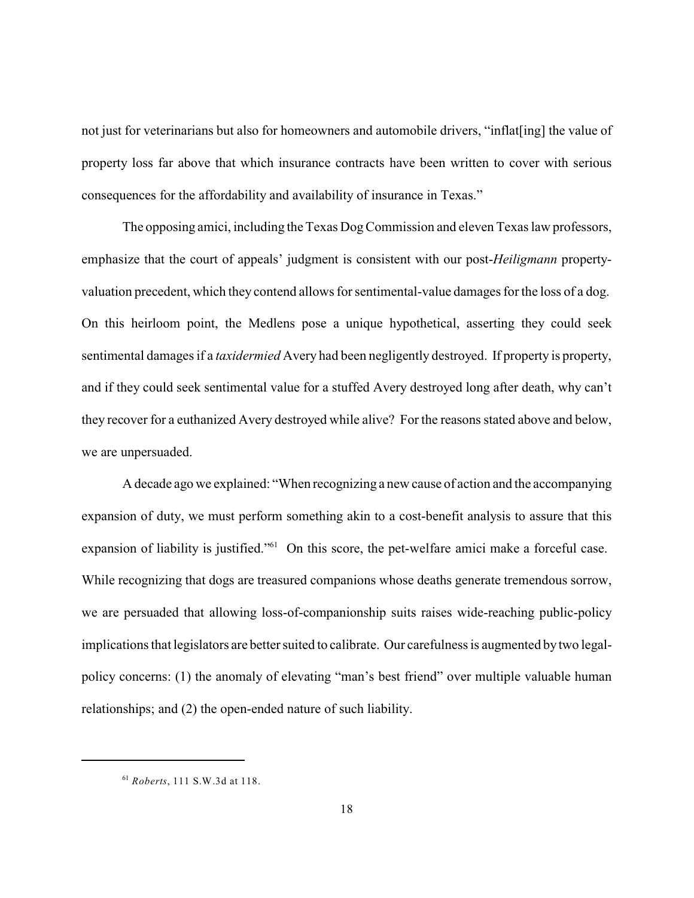not just for veterinarians but also for homeowners and automobile drivers, "inflat[ing] the value of property loss far above that which insurance contracts have been written to cover with serious consequences for the affordability and availability of insurance in Texas."

The opposing amici, including the Texas Dog Commission and eleven Texas law professors, emphasize that the court of appeals' judgment is consistent with our post-*Heiligmann* property-valuation precedent, which they contend allows for sentimental-value damages for the loss of a dog. On this heirloom point, the Medlens pose a unique hypothetical, asserting they could seek sentimental damages if a *taxidermied* Avery had been negligently destroyed. If property is property, and if they could seek sentimental value for a stuffed Avery destroyed long after death, why can't they recover for a euthanized Avery destroyed while alive? For the reasons stated above and below, we are unpersuaded.

A decade ago we explained: "When recognizing a new cause of action and the accompanying expansion of duty, we must perform something akin to a cost-benefit analysis to assure that this expansion of liability is justified."[61] On this score, the pet-welfare amici make a forceful case. While recognizing that dogs are treasured companions whose deaths generate tremendous sorrow, we are persuaded that allowing loss-of-companionship suits raises wide-reaching public-policy implications that legislators are better suited to calibrate. Our carefulness is augmented by two legal-policy concerns: (1) the anomaly of elevating "man's best friend" over multiple valuable human relationships; and (2) the open-ended nature of such liability.

---

[61] *Roberts*, 111 S.W.3d at 118.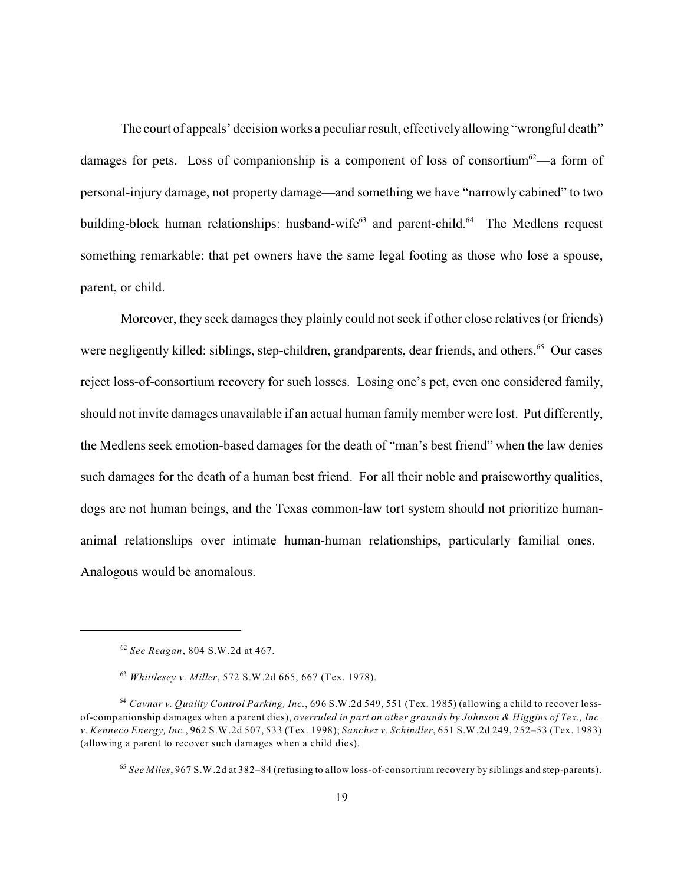The court of appeals' decision works a peculiar result, effectively allowing "wrongful death" damages for pets. Loss of companionship is a component of loss of consortium[62]—a form of personal-injury damage, not property damage—and something we have "narrowly cabined" to two building-block human relationships: husband-wife[63] and parent-child.[64] The Medlens request something remarkable: that pet owners have the same legal footing as those who lose a spouse, parent, or child.

Moreover, they seek damages they plainly could not seek if other close relatives (or friends) were negligently killed: siblings, step-children, grandparents, dear friends, and others.[65] Our cases reject loss-of-consortium recovery for such losses. Losing one's pet, even one considered family, should not invite damages unavailable if an actual human family member were lost. Put differently, the Medlens seek emotion-based damages for the death of "man's best friend" when the law denies such damages for the death of a human best friend. For all their noble and praiseworthy qualities, dogs are not human beings, and the Texas common-law tort system should not prioritize human-animal relationships over intimate human-human relationships, particularly familial ones. Analogous would be anomalous.

---

[62] *See Reagan*, 804 S.W.2d at 467.

[63] *Whittlesey v. Miller*, 572 S.W.2d 665, 667 (Tex. 1978).

[64] *Cavnar v. Quality Control Parking, Inc.*, 696 S.W.2d 549, 551 (Tex. 1985) (allowing a child to recover loss-of-companionship damages when a parent dies), *overruled in part on other grounds by Johnson & Higgins of Tex., Inc. v. Kenneco Energy, Inc.*, 962 S.W.2d 507, 533 (Tex. 1998); *Sanchez v. Schindler*, 651 S.W.2d 249, 252–53 (Tex. 1983) (allowing a parent to recover such damages when a child dies).

[65] *See Miles*, 967 S.W.2d at 382–84 (refusing to allow loss-of-consortium recovery by siblings and step-parents).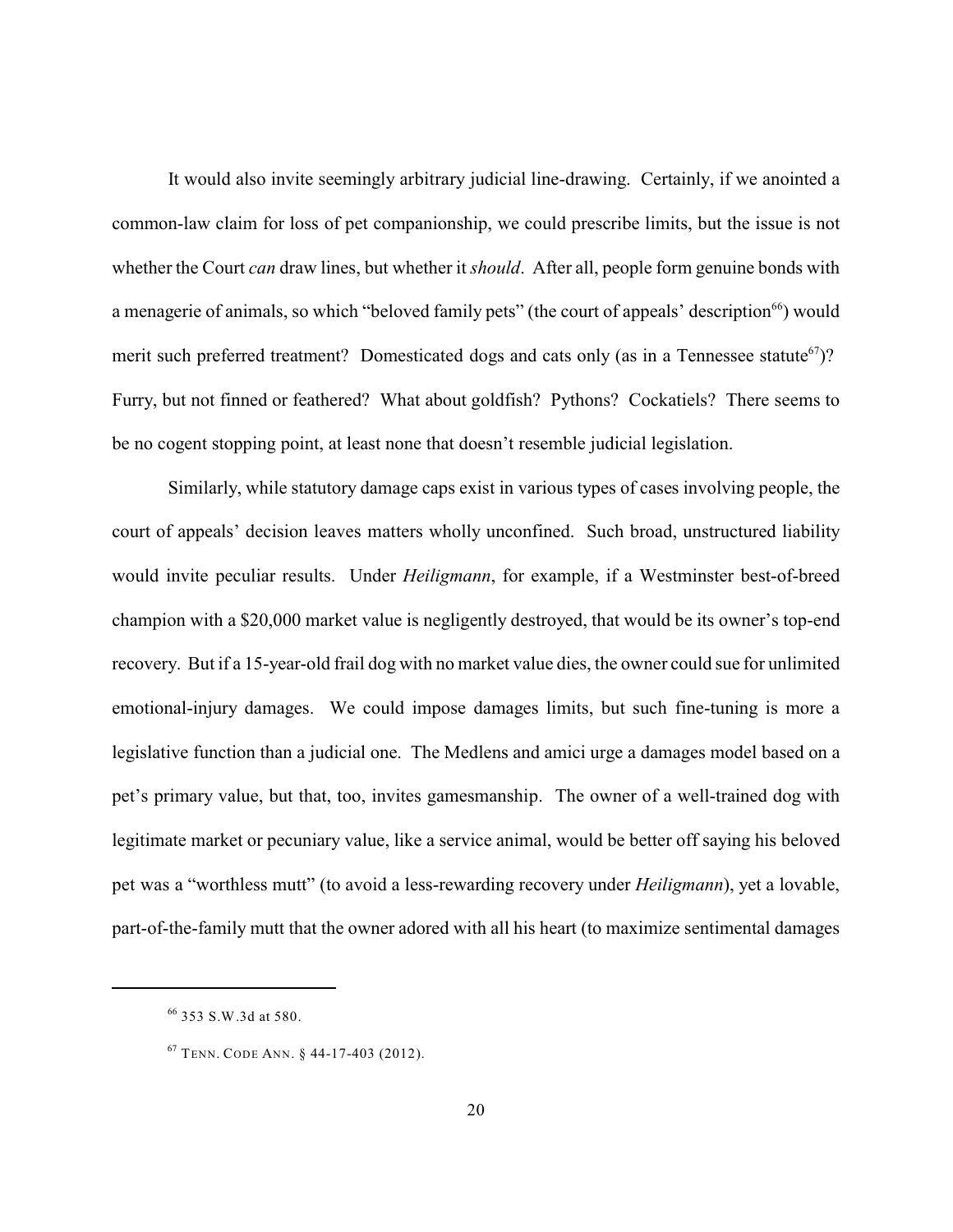It would also invite seemingly arbitrary judicial line-drawing. Certainly, if we anointed a common-law claim for loss of pet companionship, we could prescribe limits, but the issue is not whether the Court *can* draw lines, but whether it *should*. After all, people form genuine bonds with a menagerie of animals, so which "beloved family pets" (the court of appeals' description[66]) would merit such preferred treatment? Domesticated dogs and cats only (as in a Tennessee statute[67])? Furry, but not finned or feathered? What about goldfish? Pythons? Cockatiels? There seems to be no cogent stopping point, at least none that doesn't resemble judicial legislation.

Similarly, while statutory damage caps exist in various types of cases involving people, the court of appeals' decision leaves matters wholly unconfined. Such broad, unstructured liability would invite peculiar results. Under *Heiligmann*, for example, if a Westminster best-of-breed champion with a $20,000 market value is negligently destroyed, that would be its owner's top-end recovery. But if a 15-year-old frail dog with no market value dies, the owner could sue for unlimited emotional-injury damages. We could impose damages limits, but such fine-tuning is more a legislative function than a judicial one. The Medlens and amici urge a damages model based on a pet's primary value, but that, too, invites gamesmanship. The owner of a well-trained dog with legitimate market or pecuniary value, like a service animal, would be better off saying his beloved pet was a "worthless mutt" (to avoid a less-rewarding recovery under *Heiligmann*), yet a lovable, part-of-the-family mutt that the owner adored with all his heart (to maximize sentimental damages

---

[66] 353 S.W.3d at 580.

[67] TENN. CODE ANN. § 44-17-403 (2012).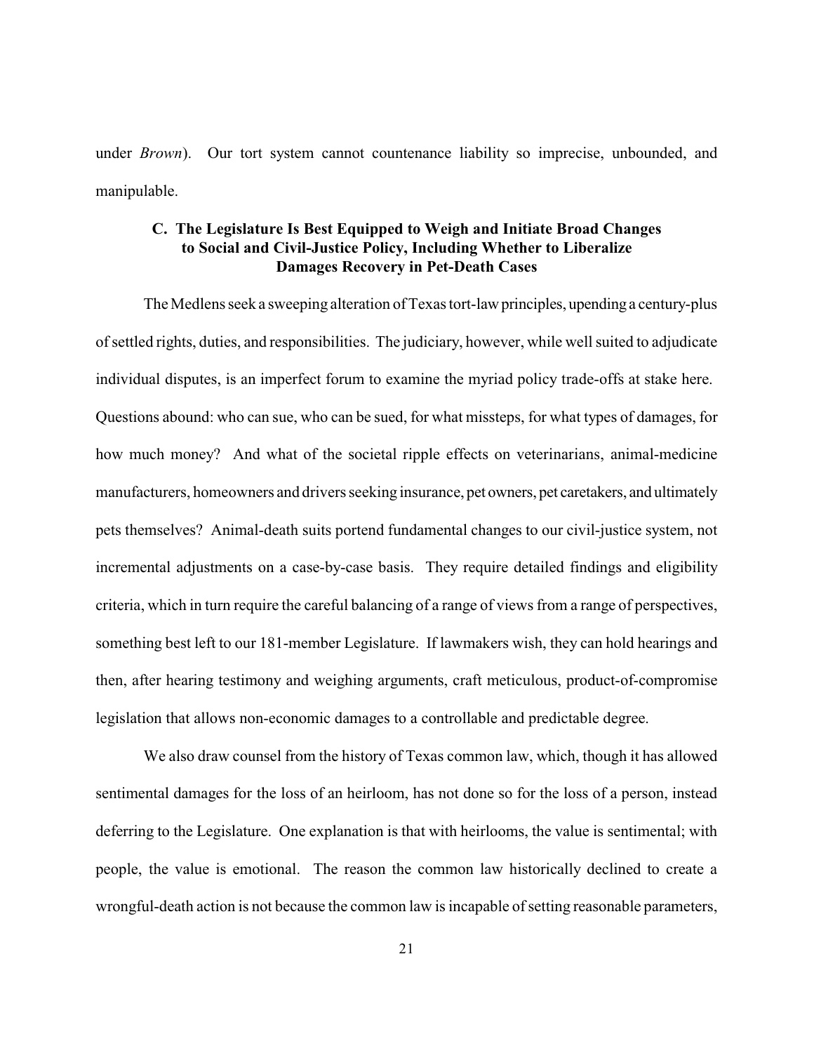under *Brown*). Our tort system cannot countenance liability so imprecise, unbounded, and manipulable.

### C. The Legislature Is Best Equipped to Weigh and Initiate Broad Changes to Social and Civil-Justice Policy, Including Whether to Liberalize Damages Recovery in Pet-Death Cases

The Medlens seek a sweeping alteration of Texas tort-law principles, upending a century-plus of settled rights, duties, and responsibilities. The judiciary, however, while well suited to adjudicate individual disputes, is an imperfect forum to examine the myriad policy trade-offs at stake here. Questions abound: who can sue, who can be sued, for what missteps, for what types of damages, for how much money? And what of the societal ripple effects on veterinarians, animal-medicine manufacturers, homeowners and drivers seeking insurance, pet owners, pet caretakers, and ultimately pets themselves? Animal-death suits portend fundamental changes to our civil-justice system, not incremental adjustments on a case-by-case basis. They require detailed findings and eligibility criteria, which in turn require the careful balancing of a range of views from a range of perspectives, something best left to our 181-member Legislature. If lawmakers wish, they can hold hearings and then, after hearing testimony and weighing arguments, craft meticulous, product-of-compromise legislation that allows non-economic damages to a controllable and predictable degree.

We also draw counsel from the history of Texas common law, which, though it has allowed sentimental damages for the loss of an heirloom, has not done so for the loss of a person, instead deferring to the Legislature. One explanation is that with heirlooms, the value is sentimental; with people, the value is emotional. The reason the common law historically declined to create a wrongful-death action is not because the common law is incapable of setting reasonable parameters,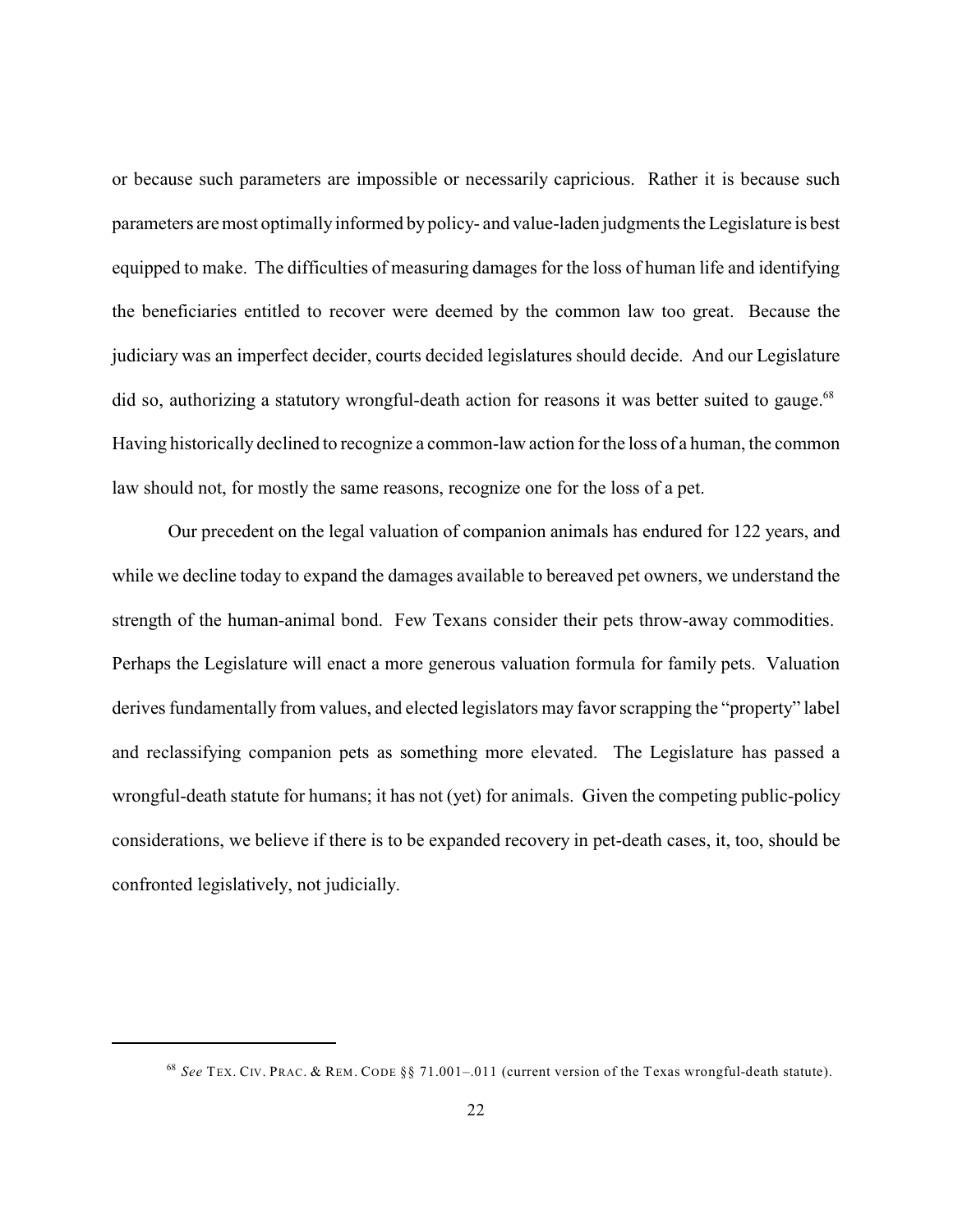or because such parameters are impossible or necessarily capricious. Rather it is because such parameters are most optimally informed by policy- and value-laden judgments the Legislature is best equipped to make. The difficulties of measuring damages for the loss of human life and identifying the beneficiaries entitled to recover were deemed by the common law too great. Because the judiciary was an imperfect decider, courts decided legislatures should decide. And our Legislature did so, authorizing a statutory wrongful-death action for reasons it was better suited to gauge.[68] Having historically declined to recognize a common-law action for the loss of a human, the common law should not, for mostly the same reasons, recognize one for the loss of a pet.

Our precedent on the legal valuation of companion animals has endured for 122 years, and while we decline today to expand the damages available to bereaved pet owners, we understand the strength of the human-animal bond. Few Texans consider their pets throw-away commodities. Perhaps the Legislature will enact a more generous valuation formula for family pets. Valuation derives fundamentally from values, and elected legislators may favor scrapping the "property" label and reclassifying companion pets as something more elevated. The Legislature has passed a wrongful-death statute for humans; it has not (yet) for animals. Given the competing public-policy considerations, we believe if there is to be expanded recovery in pet-death cases, it, too, should be confronted legislatively, not judicially.

---

[68] *See* TEX. CIV. PRAC. & REM. CODE §§ 71.001–.011 (current version of the Texas wrongful-death statute).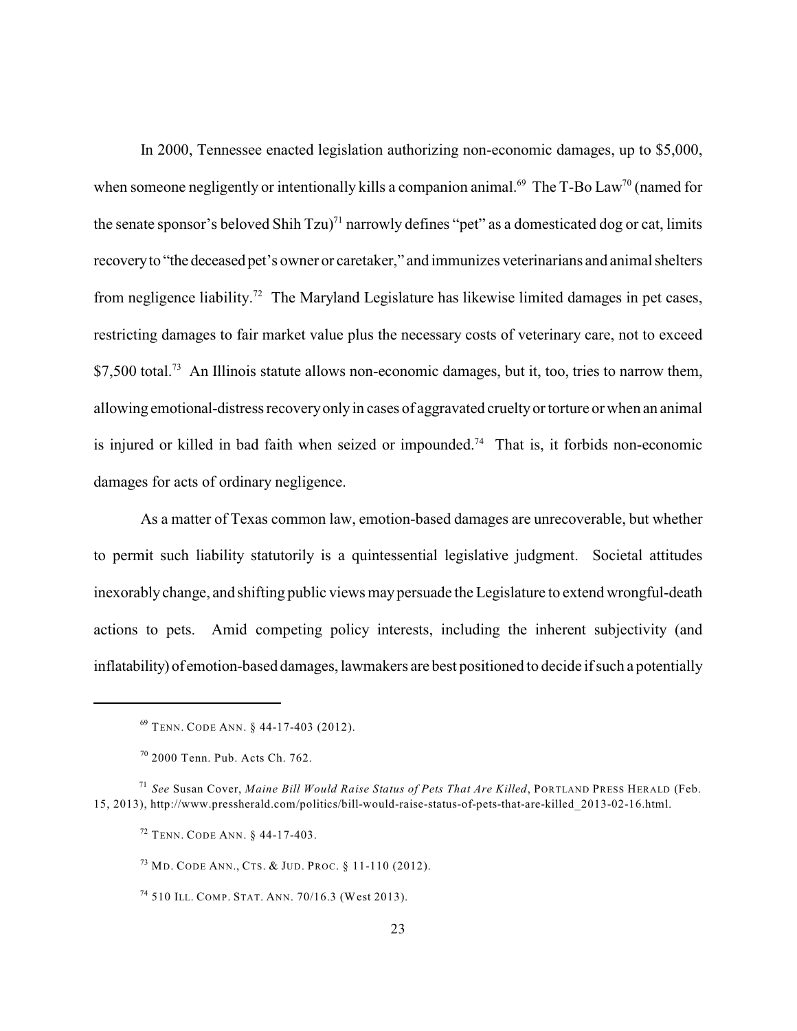In 2000, Tennessee enacted legislation authorizing non-economic damages, up to $5,000, when someone negligently or intentionally kills a companion animal.[69] The T-Bo Law[70] (named for the senate sponsor's beloved Shih Tzu)[71] narrowly defines "pet" as a domesticated dog or cat, limits recovery to "the deceased pet's owner or caretaker," and immunizes veterinarians and animal shelters from negligence liability.[72] The Maryland Legislature has likewise limited damages in pet cases, restricting damages to fair market value plus the necessary costs of veterinary care, not to exceed $7,500 total.[73] An Illinois statute allows non-economic damages, but it, too, tries to narrow them, allowing emotional-distress recovery only in cases of aggravated cruelty or torture or when an animal is injured or killed in bad faith when seized or impounded.[74] That is, it forbids non-economic damages for acts of ordinary negligence.

As a matter of Texas common law, emotion-based damages are unrecoverable, but whether to permit such liability statutorily is a quintessential legislative judgment. Societal attitudes inexorably change, and shifting public views may persuade the Legislature to extend wrongful-death actions to pets. Amid competing policy interests, including the inherent subjectivity (and inflatability) of emotion-based damages, lawmakers are best positioned to decide if such a potentially

---

[69] TENN. CODE ANN. § 44-17-403 (2012).

[70] 2000 Tenn. Pub. Acts Ch. 762.

[71] *See* Susan Cover, *Maine Bill Would Raise Status of Pets That Are Killed*, PORTLAND PRESS HERALD (Feb. 15, 2013), http://www.pressherald.com/politics/bill-would-raise-status-of-pets-that-are-killed_2013-02-16.html.

[72] TENN. CODE ANN. § 44-17-403.

[73] MD. CODE ANN., CTS. & JUD. PROC. § 11-110 (2012).

[74] 510 ILL. COMP. STAT. ANN. 70/16.3 (West 2013).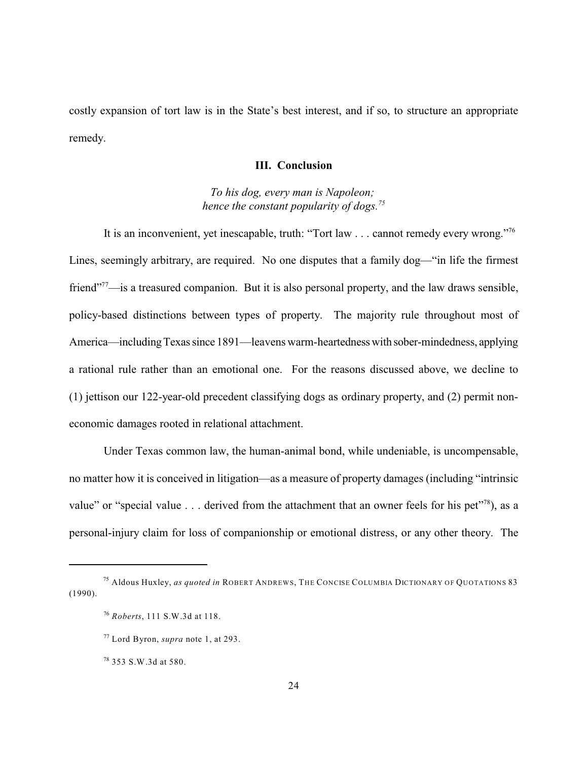costly expansion of tort law is in the State's best interest, and if so, to structure an appropriate remedy.

### III. Conclusion

*To his dog, every man is Napoleon;*
*hence the constant popularity of dogs.*[75]

It is an inconvenient, yet inescapable, truth: "Tort law . . . cannot remedy every wrong."[76] Lines, seemingly arbitrary, are required. No one disputes that a family dog—"in life the firmest friend"[77]—is a treasured companion. But it is also personal property, and the law draws sensible, policy-based distinctions between types of property. The majority rule throughout most of America—including Texas since 1891—leavens warm-heartedness with sober-mindedness, applying a rational rule rather than an emotional one. For the reasons discussed above, we decline to (1) jettison our 122-year-old precedent classifying dogs as ordinary property, and (2) permit non-economic damages rooted in relational attachment.

Under Texas common law, the human-animal bond, while undeniable, is uncompensable, no matter how it is conceived in litigation—as a measure of property damages (including "intrinsic value" or "special value . . . derived from the attachment that an owner feels for his pet"[78]), as a personal-injury claim for loss of companionship or emotional distress, or any other theory. The

---

[75] Aldous Huxley, *as quoted in* ROBERT ANDREWS, THE CONCISE COLUMBIA DICTIONARY OF QUOTATIONS 83 (1990).

[76] *Roberts*, 111 S.W.3d at 118.

[77] Lord Byron, *supra* note 1, at 293.

[78] 353 S.W.3d at 580.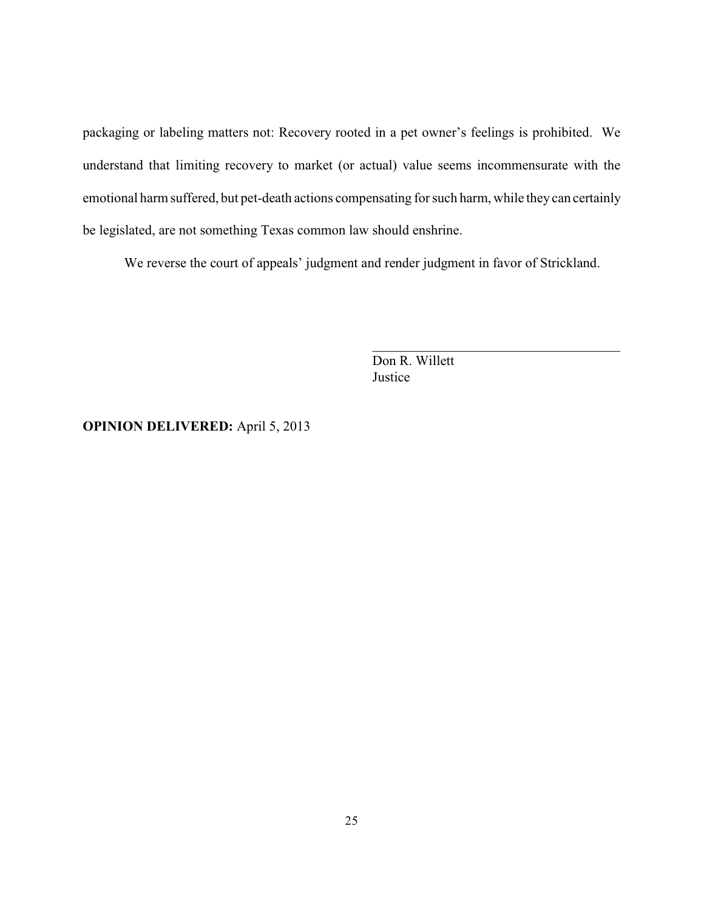packaging or labeling matters not: Recovery rooted in a pet owner's feelings is prohibited. We understand that limiting recovery to market (or actual) value seems incommensurate with the emotional harm suffered, but pet-death actions compensating for such harm, while they can certainly be legislated, are not something Texas common law should enshrine.

We reverse the court of appeals' judgment and render judgment in favor of Strickland.

Don R. Willett
Justice

**OPINION DELIVERED:** April 5, 2013